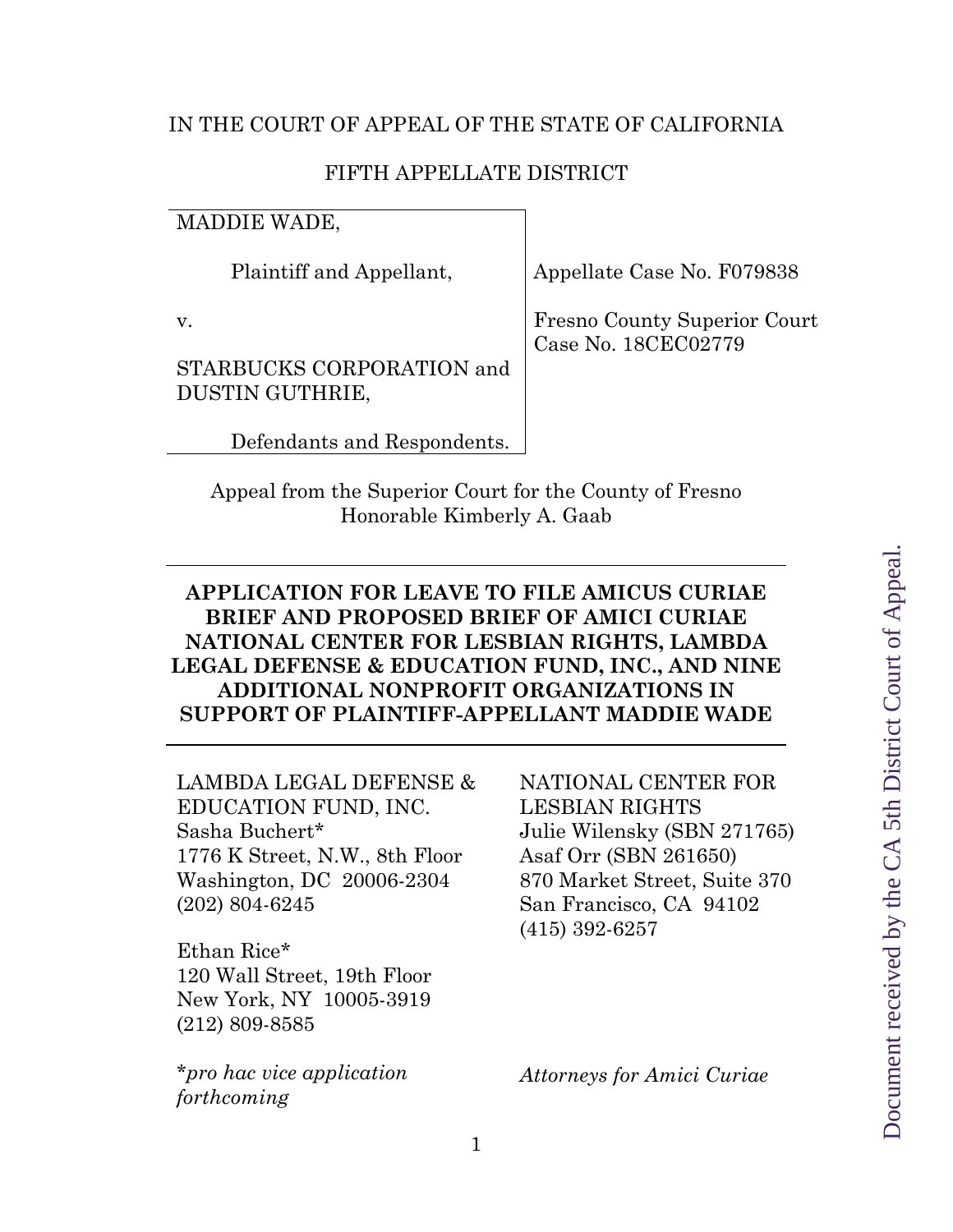IN THE COURT OF APPEAL OF THE STATE OF CALIFORNIA

FIFTH APPELLATE DISTRICT

| | |
|---|---|
| MADDIE WADE,<br><br>Plaintiff and Appellant,<br><br>v.<br><br>STARBUCKS CORPORATION and DUSTIN GUTHRIE,<br><br>Defendants and Respondents. | Appellate Case No. F079838<br><br>Fresno County Superior Court Case No. 18CEC02779 |

Appeal from the Superior Court for the County of Fresno
Honorable Kimberly A. Gaab

---

**APPLICATION FOR LEAVE TO FILE AMICUS CURIAE BRIEF AND PROPOSED BRIEF OF AMICI CURIAE NATIONAL CENTER FOR LESBIAN RIGHTS, LAMBDA LEGAL DEFENSE & EDUCATION FUND, INC., AND NINE ADDITIONAL NONPROFIT ORGANIZATIONS IN SUPPORT OF PLAINTIFF-APPELLANT MADDIE WADE**

---

LAMBDA LEGAL DEFENSE & EDUCATION FUND, INC.
Sasha Buchert*
1776 K Street, N.W., 8th Floor
Washington, DC 20006-2304
(202) 804-6245

Ethan Rice*
120 Wall Street, 19th Floor
New York, NY 10005-3919
(212) 809-8585

*\*pro hac vice application forthcoming*

NATIONAL CENTER FOR LESBIAN RIGHTS
Julie Wilensky (SBN 271765)
Asaf Orr (SBN 261650)
870 Market Street, Suite 370
San Francisco, CA 94102
(415) 392-6257

*Attorneys for Amici Curiae*

Document received by the CA 5th District Court of Appeal.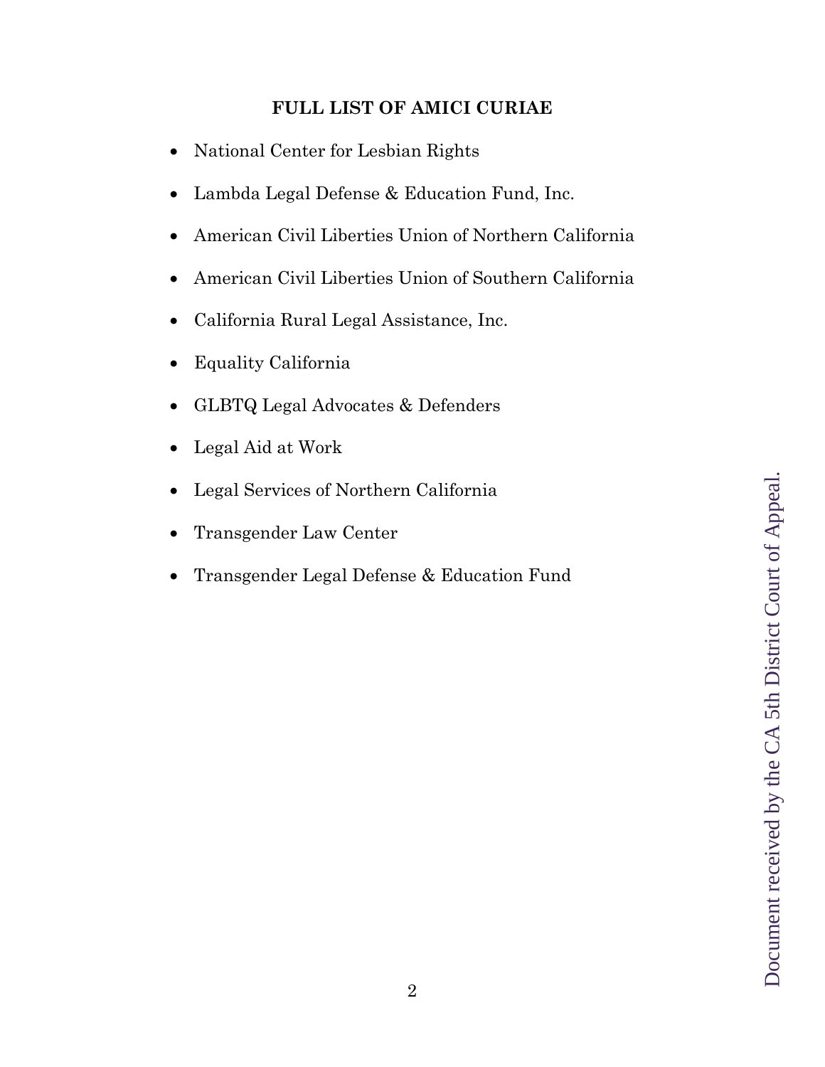## FULL LIST OF AMICI CURIAE

- National Center for Lesbian Rights
- Lambda Legal Defense & Education Fund, Inc.
- American Civil Liberties Union of Northern California
- American Civil Liberties Union of Southern California
- California Rural Legal Assistance, Inc.
- Equality California
- GLBTQ Legal Advocates & Defenders
- Legal Aid at Work
- Legal Services of Northern California
- Transgender Law Center
- Transgender Legal Defense & Education Fund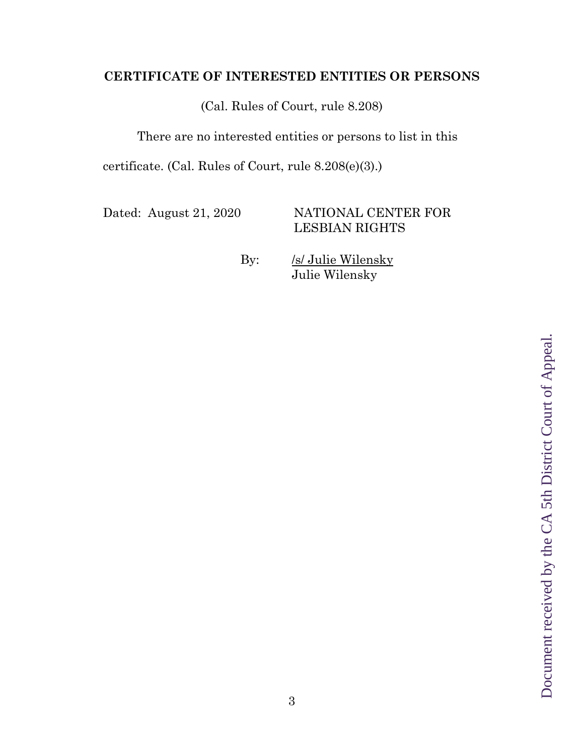**CERTIFICATE OF INTERESTED ENTITIES OR PERSONS**

(Cal. Rules of Court, rule 8.208)

There are no interested entities or persons to list in this certificate. (Cal. Rules of Court, rule 8.208(e)(3).)

Dated: August 21, 2020

NATIONAL CENTER FOR LESBIAN RIGHTS

By: /s/ Julie Wilensky
Julie Wilensky

Document received by the CA 5th District Court of Appeal.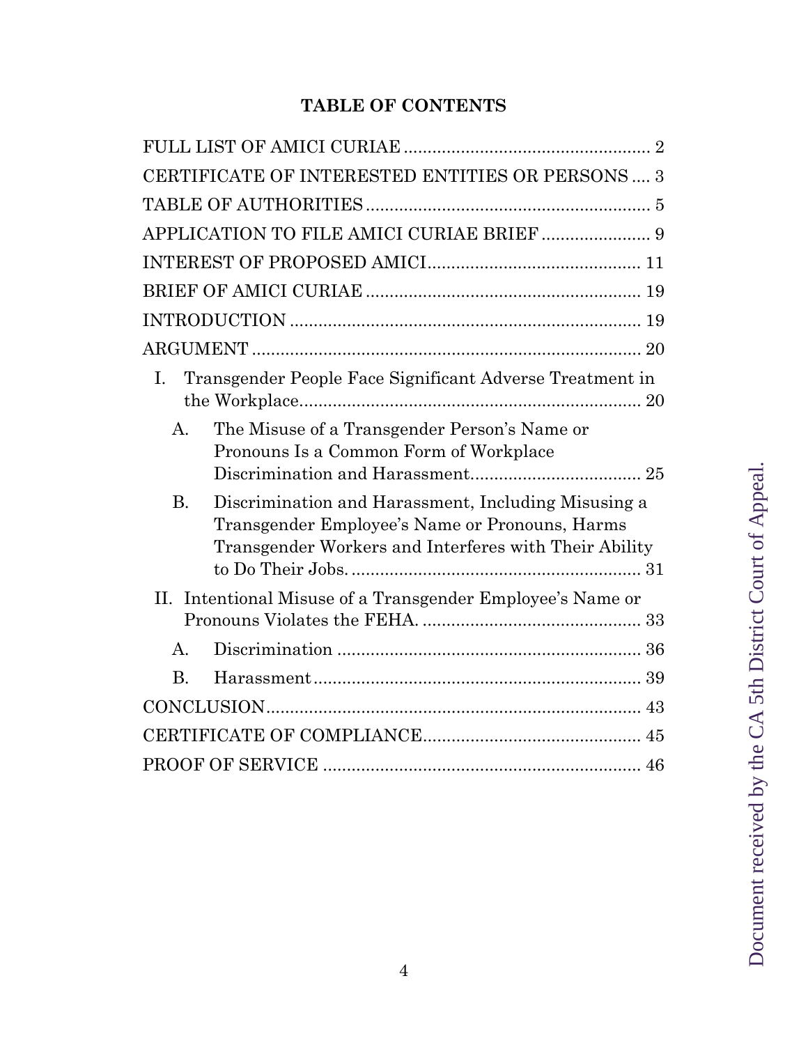## TABLE OF CONTENTS

FULL LIST OF AMICI CURIAE .................................................... 2

CERTIFICATE OF INTERESTED ENTITIES OR PERSONS .... 3

TABLE OF AUTHORITIES ............................................................ 5

APPLICATION TO FILE AMICI CURIAE BRIEF ....................... 9

INTEREST OF PROPOSED AMICI............................................. 11

BRIEF OF AMICI CURIAE .......................................................... 19

INTRODUCTION .......................................................................... 19

ARGUMENT .................................................................................. 20

I. Transgender People Face Significant Adverse Treatment in the Workplace........................................................................ 20

   A. The Misuse of a Transgender Person's Name or Pronouns Is a Common Form of Workplace Discrimination and Harassment.................................... 25

   B. Discrimination and Harassment, Including Misusing a Transgender Employee's Name or Pronouns, Harms Transgender Workers and Interferes with Their Ability to Do Their Jobs. ............................................................ 31

II. Intentional Misuse of a Transgender Employee's Name or Pronouns Violates the FEHA. .............................................. 33

   A. Discrimination ................................................................ 36

   B. Harassment..................................................................... 39

CONCLUSION................................................................................ 43

CERTIFICATE OF COMPLIANCE.............................................. 45

PROOF OF SERVICE ................................................................... 46

Document received by the CA 5th District Court of Appeal.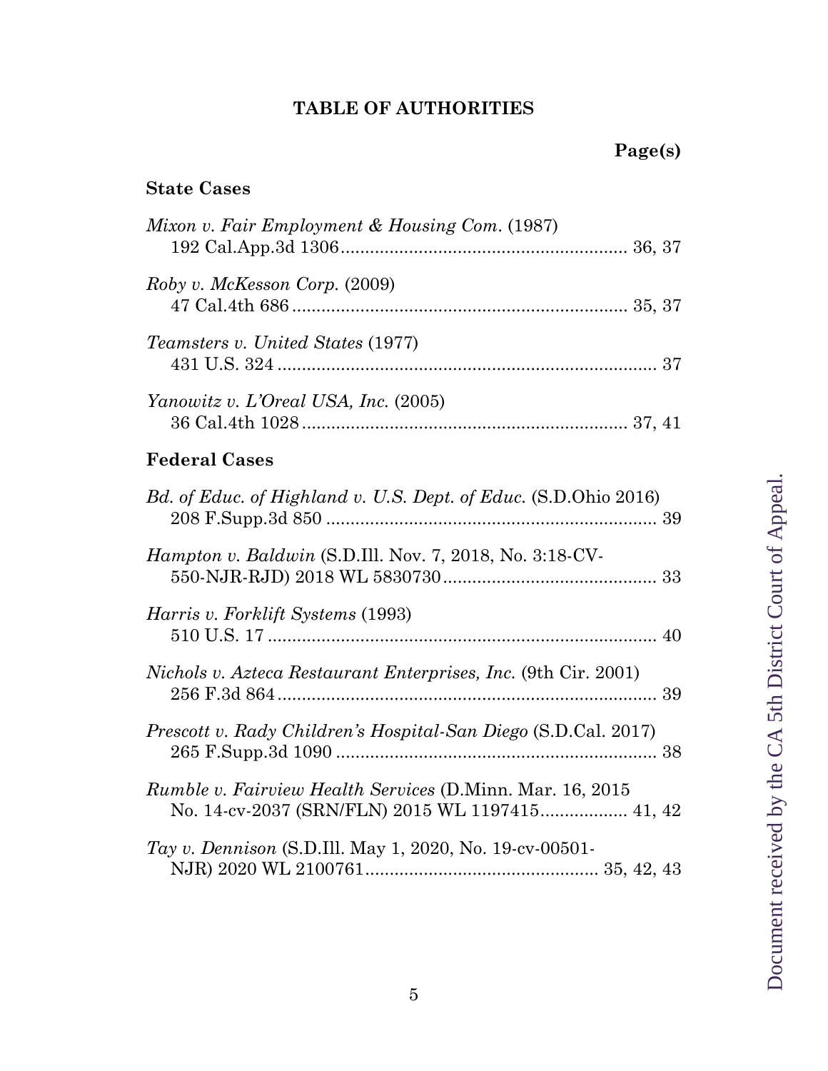# TABLE OF AUTHORITIES

**Page(s)**

**State Cases**

*Mixon v. Fair Employment & Housing Com.* (1987)
192 Cal.App.3d 1306 .......................................................... 36, 37

*Roby v. McKesson Corp.* (2009)
47 Cal.4th 686 .................................................................... 35, 37

*Teamsters v. United States* (1977)
431 U.S. 324 ............................................................................ 37

*Yanowitz v. L'Oreal USA, Inc.* (2005)
36 Cal.4th 1028 .................................................................. 37, 41

**Federal Cases**

*Bd. of Educ. of Highland v. U.S. Dept. of Educ.* (S.D.Ohio 2016)
208 F.Supp.3d 850 .................................................................... 39

*Hampton v. Baldwin* (S.D.Ill. Nov. 7, 2018, No. 3:18-CV-550-NJR-RJD) 2018 WL 5830730 ............................................ 33

*Harris v. Forklift Systems* (1993)
510 U.S. 17 ............................................................................... 40

*Nichols v. Azteca Restaurant Enterprises, Inc.* (9th Cir. 2001)
256 F.3d 864 ............................................................................. 39

*Prescott v. Rady Children's Hospital-San Diego* (S.D.Cal. 2017)
265 F.Supp.3d 1090 ................................................................. 38

*Rumble v. Fairview Health Services* (D.Minn. Mar. 16, 2015 No. 14-cv-2037 (SRN/FLN) 2015 WL 1197415................. 41, 42

*Tay v. Dennison* (S.D.Ill. May 1, 2020, No. 19-cv-00501-NJR) 2020 WL 2100761............................................... 35, 42, 43

Document received by the CA 5th District Court of Appeal.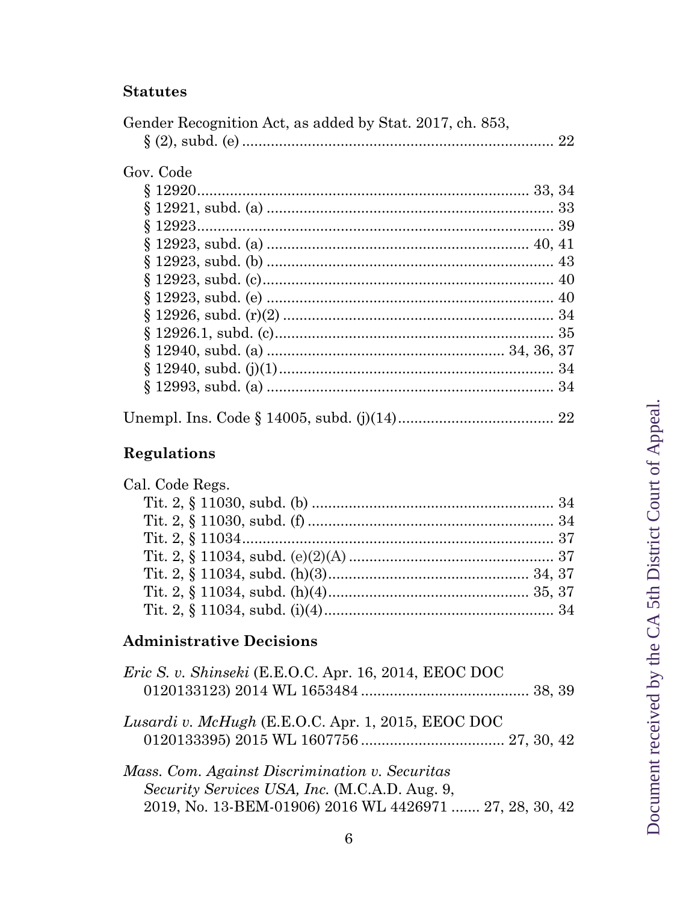**Statutes**

Gender Recognition Act, as added by Stat. 2017, ch. 853,
§ (2), subd. (e) .......................................................................... 22

Gov. Code
§ 12920................................................................................ 33, 34
§ 12921, subd. (a) ..................................................................... 33
§ 12923...................................................................................... 39
§ 12923, subd. (a) ............................................................... 40, 41
§ 12923, subd. (b) ..................................................................... 43
§ 12923, subd. (c)....................................................................... 40
§ 12923, subd. (e) ...................................................................... 40
§ 12926, subd. (r)(2) .................................................................. 34
§ 12926.1, subd. (c).................................................................... 35
§ 12940, subd. (a) ......................................................... 34, 36, 37
§ 12940, subd. (j)(1)................................................................... 34
§ 12993, subd. (a) ...................................................................... 34

Unempl. Ins. Code § 14005, subd. (j)(14)...................................... 22

**Regulations**

Cal. Code Regs.
Tit. 2, § 11030, subd. (b) .......................................................... 34
Tit. 2, § 11030, subd. (f) ........................................................... 34
Tit. 2, § 11034........................................................................... 37
Tit. 2, § 11034, subd. (e)(2)(A) .................................................. 37
Tit. 2, § 11034, subd. (h)(3)................................................ 34, 37
Tit. 2, § 11034, subd. (h)(4)................................................ 35, 37
Tit. 2, § 11034, subd. (i)(4)........................................................ 34

**Administrative Decisions**

*Eric S. v. Shinseki* (E.E.O.C. Apr. 16, 2014, EEOC DOC
0120133123) 2014 WL 1653484 .......................................... 38, 39

*Lusardi v. McHugh* (E.E.O.C. Apr. 1, 2015, EEOC DOC
0120133395) 2015 WL 1607756 .................................. 27, 30, 42

*Mass. Com. Against Discrimination v. Securitas
Security Services USA, Inc.* (M.C.A.D. Aug. 9,
2019, No. 13-BEM-01906) 2016 WL 4426971 ....... 27, 28, 30, 42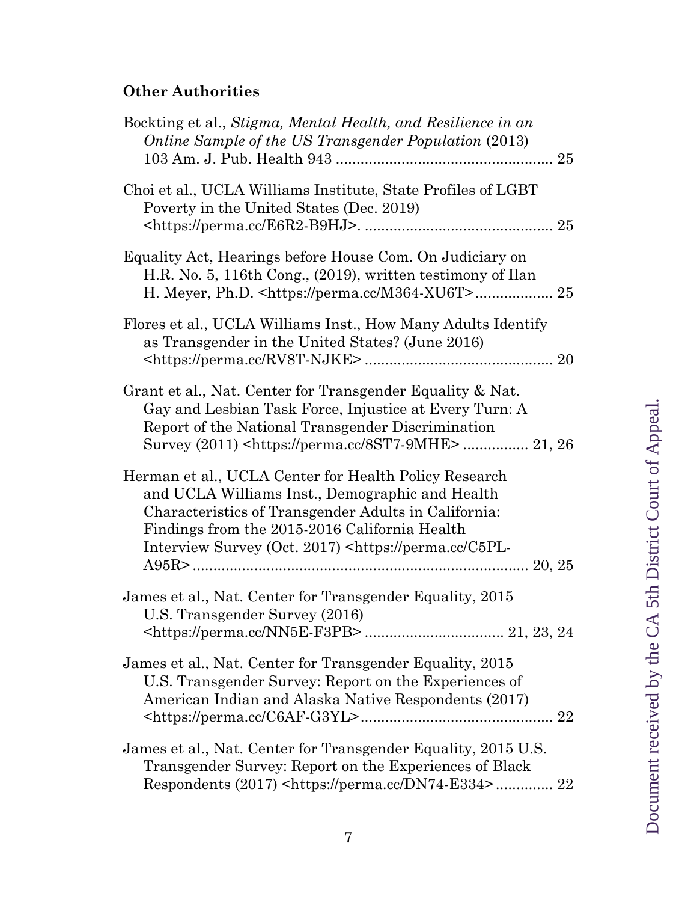**Other Authorities**

Bockting et al., *Stigma, Mental Health, and Resilience in an Online Sample of the US Transgender Population* (2013) 103 Am. J. Pub. Health 943 ..................................................... 25

Choi et al., UCLA Williams Institute, State Profiles of LGBT Poverty in the United States (Dec. 2019) <https://perma.cc/E6R2-B9HJ>. .............................................. 25

Equality Act, Hearings before House Com. On Judiciary on H.R. No. 5, 116th Cong., (2019), written testimony of Ilan H. Meyer, Ph.D. <https://perma.cc/M364-XU6T>................... 25

Flores et al., UCLA Williams Inst., How Many Adults Identify as Transgender in the United States? (June 2016) <https://perma.cc/RV8T-NJKE> .............................................. 20

Grant et al., Nat. Center for Transgender Equality & Nat. Gay and Lesbian Task Force, Injustice at Every Turn: A Report of the National Transgender Discrimination Survey (2011) <https://perma.cc/8ST7-9MHE> ................ 21, 26

Herman et al., UCLA Center for Health Policy Research and UCLA Williams Inst., Demographic and Health Characteristics of Transgender Adults in California: Findings from the 2015-2016 California Health Interview Survey (Oct. 2017) <https://perma.cc/C5PL-A95R> ................................................................................. 20, 25

James et al., Nat. Center for Transgender Equality, 2015 U.S. Transgender Survey (2016) <https://perma.cc/NN5E-F3PB> .................................. 21, 23, 24

James et al., Nat. Center for Transgender Equality, 2015 U.S. Transgender Survey: Report on the Experiences of American Indian and Alaska Native Respondents (2017) <https://perma.cc/C6AF-G3YL>............................................... 22

James et al., Nat. Center for Transgender Equality, 2015 U.S. Transgender Survey: Report on the Experiences of Black Respondents (2017) <https://perma.cc/DN74-E334> .............. 22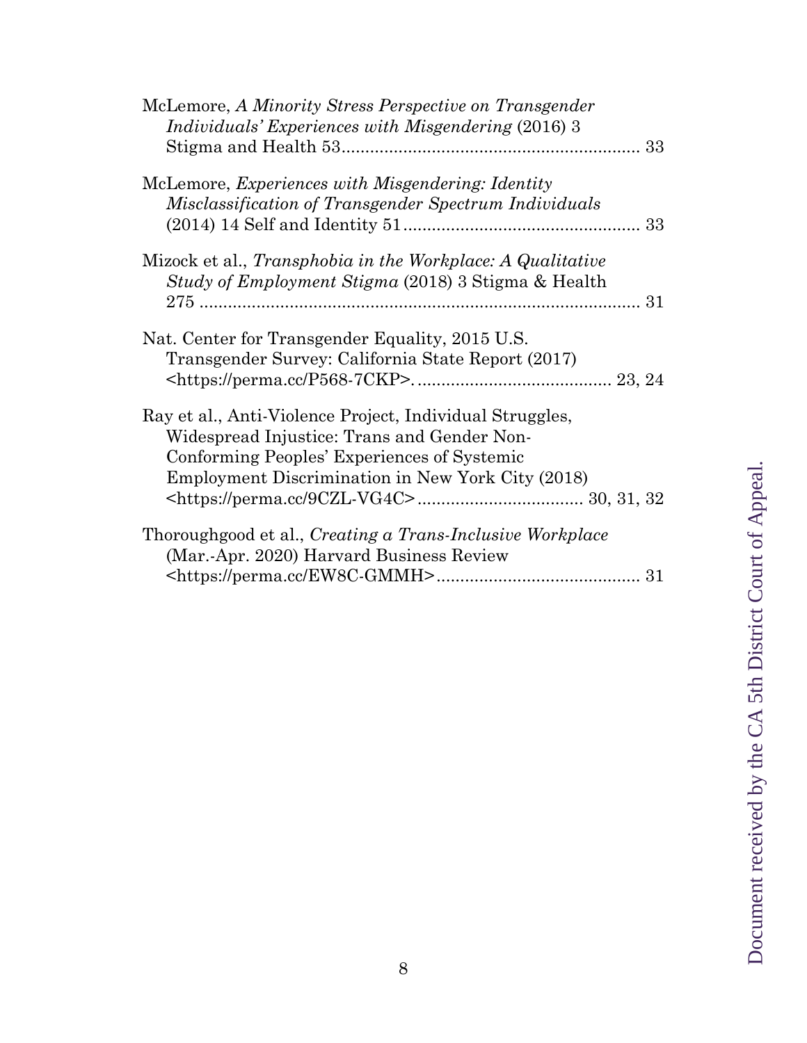McLemore, *A Minority Stress Perspective on Transgender Individuals' Experiences with Misgendering* (2016) 3 Stigma and Health 53............................................................... 33

McLemore, *Experiences with Misgendering: Identity Misclassification of Transgender Spectrum Individuals* (2014) 14 Self and Identity 51................................................. 33

Mizock et al., *Transphobia in the Workplace: A Qualitative Study of Employment Stigma* (2018) 3 Stigma & Health 275 .......................................................................................... 31

Nat. Center for Transgender Equality, 2015 U.S. Transgender Survey: California State Report (2017) <https://perma.cc/P568-7CKP>. ......................................... 23, 24

Ray et al., Anti-Violence Project, Individual Struggles, Widespread Injustice: Trans and Gender Non-Conforming Peoples' Experiences of Systemic Employment Discrimination in New York City (2018) <https://perma.cc/9CZL-VG4C> .................................. 30, 31, 32

Thoroughgood et al., *Creating a Trans-Inclusive Workplace* (Mar.-Apr. 2020) Harvard Business Review <https://perma.cc/EW8C-GMMH>.......................................... 31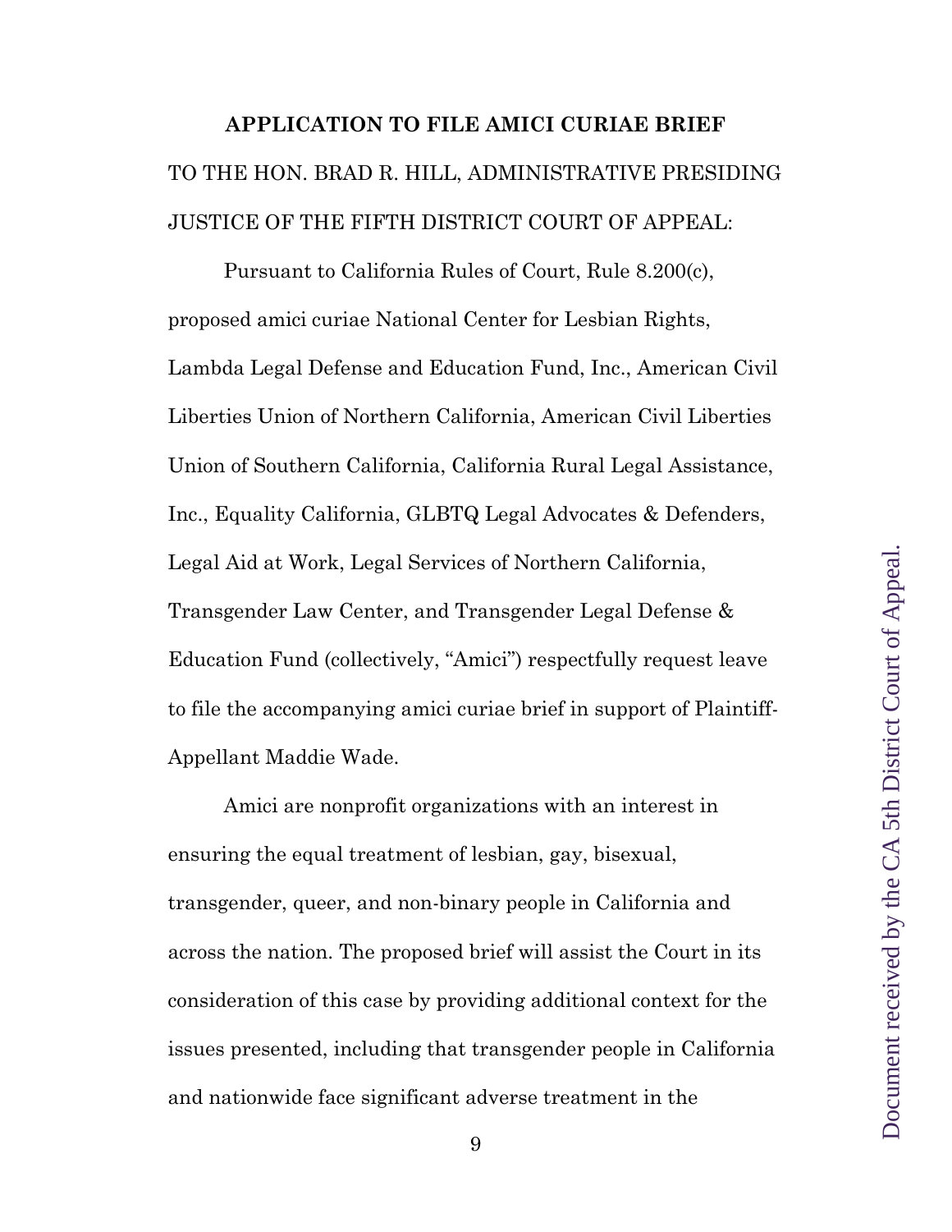**APPLICATION TO FILE AMICI CURIAE BRIEF**

TO THE HON. BRAD R. HILL, ADMINISTRATIVE PRESIDING JUSTICE OF THE FIFTH DISTRICT COURT OF APPEAL:

Pursuant to California Rules of Court, Rule 8.200(c), proposed amici curiae National Center for Lesbian Rights, Lambda Legal Defense and Education Fund, Inc., American Civil Liberties Union of Northern California, American Civil Liberties Union of Southern California, California Rural Legal Assistance, Inc., Equality California, GLBTQ Legal Advocates & Defenders, Legal Aid at Work, Legal Services of Northern California, Transgender Law Center, and Transgender Legal Defense & Education Fund (collectively, "Amici") respectfully request leave to file the accompanying amici curiae brief in support of Plaintiff-Appellant Maddie Wade.

Amici are nonprofit organizations with an interest in ensuring the equal treatment of lesbian, gay, bisexual, transgender, queer, and non-binary people in California and across the nation. The proposed brief will assist the Court in its consideration of this case by providing additional context for the issues presented, including that transgender people in California and nationwide face significant adverse treatment in the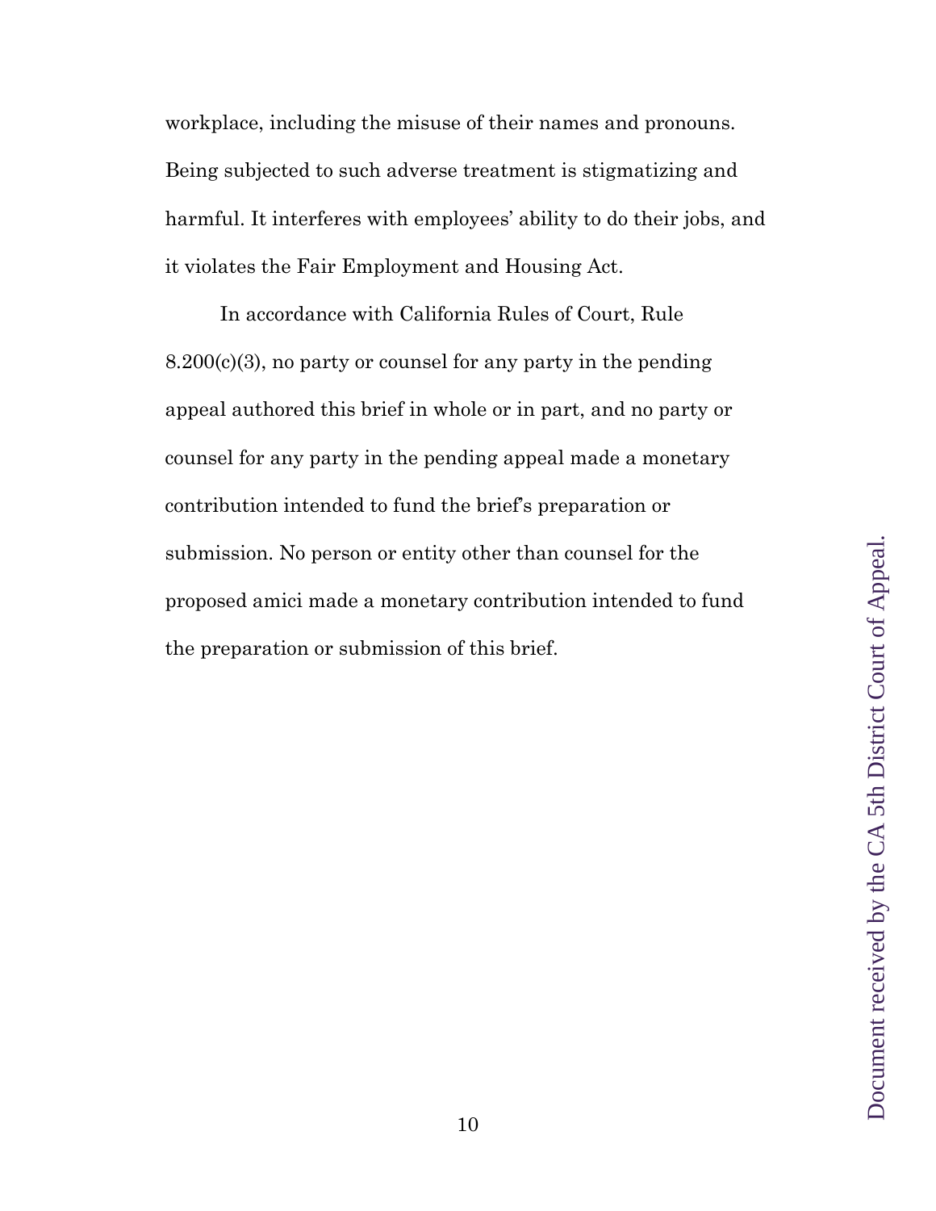workplace, including the misuse of their names and pronouns. Being subjected to such adverse treatment is stigmatizing and harmful. It interferes with employees' ability to do their jobs, and it violates the Fair Employment and Housing Act.

In accordance with California Rules of Court, Rule 8.200(c)(3), no party or counsel for any party in the pending appeal authored this brief in whole or in part, and no party or counsel for any party in the pending appeal made a monetary contribution intended to fund the brief's preparation or submission. No person or entity other than counsel for the proposed amici made a monetary contribution intended to fund the preparation or submission of this brief.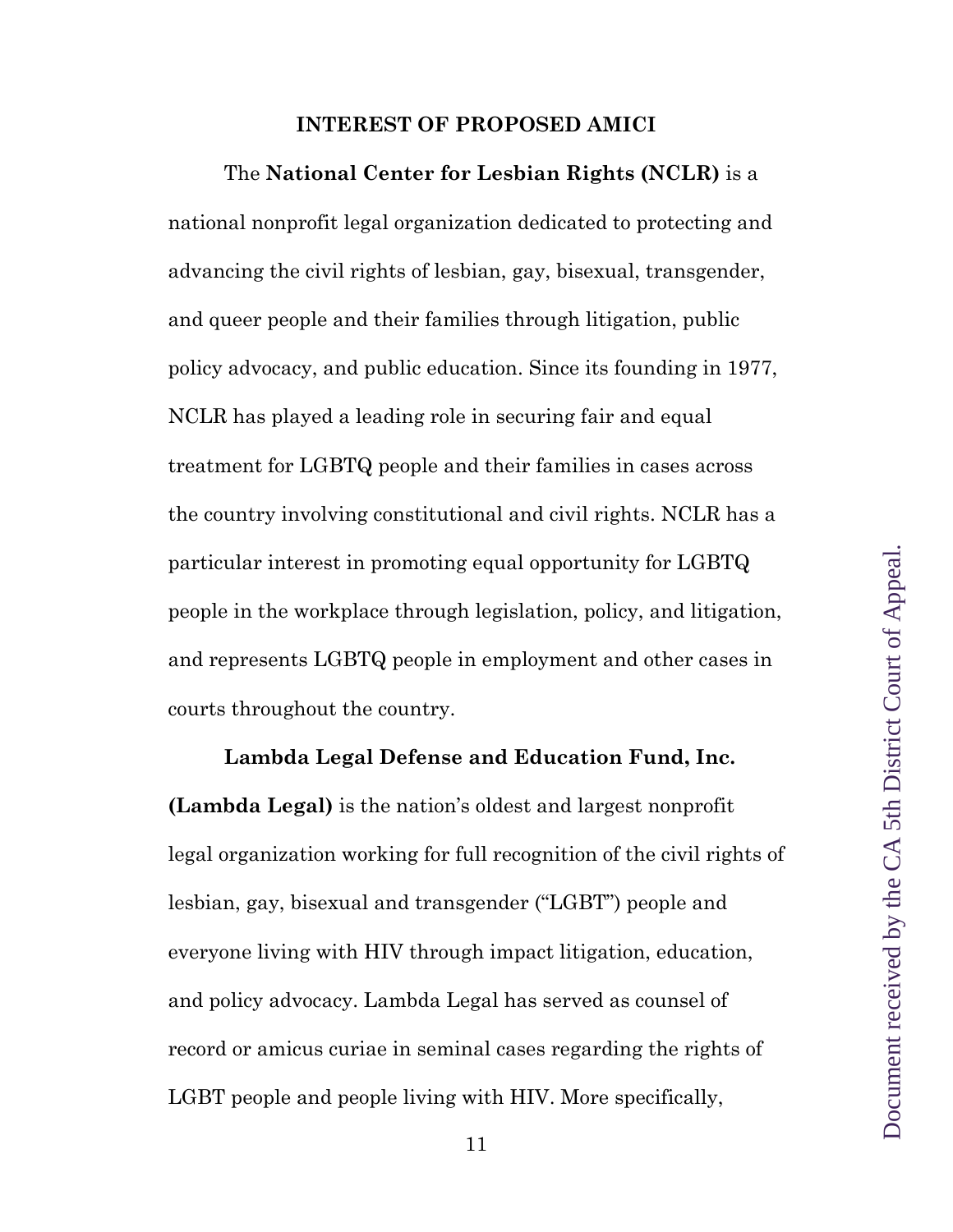## INTEREST OF PROPOSED AMICI

The **National Center for Lesbian Rights (NCLR)** is a national nonprofit legal organization dedicated to protecting and advancing the civil rights of lesbian, gay, bisexual, transgender, and queer people and their families through litigation, public policy advocacy, and public education. Since its founding in 1977, NCLR has played a leading role in securing fair and equal treatment for LGBTQ people and their families in cases across the country involving constitutional and civil rights. NCLR has a particular interest in promoting equal opportunity for LGBTQ people in the workplace through legislation, policy, and litigation, and represents LGBTQ people in employment and other cases in courts throughout the country.

**Lambda Legal Defense and Education Fund, Inc. (Lambda Legal)** is the nation's oldest and largest nonprofit legal organization working for full recognition of the civil rights of lesbian, gay, bisexual and transgender ("LGBT") people and everyone living with HIV through impact litigation, education, and policy advocacy. Lambda Legal has served as counsel of record or amicus curiae in seminal cases regarding the rights of LGBT people and people living with HIV. More specifically,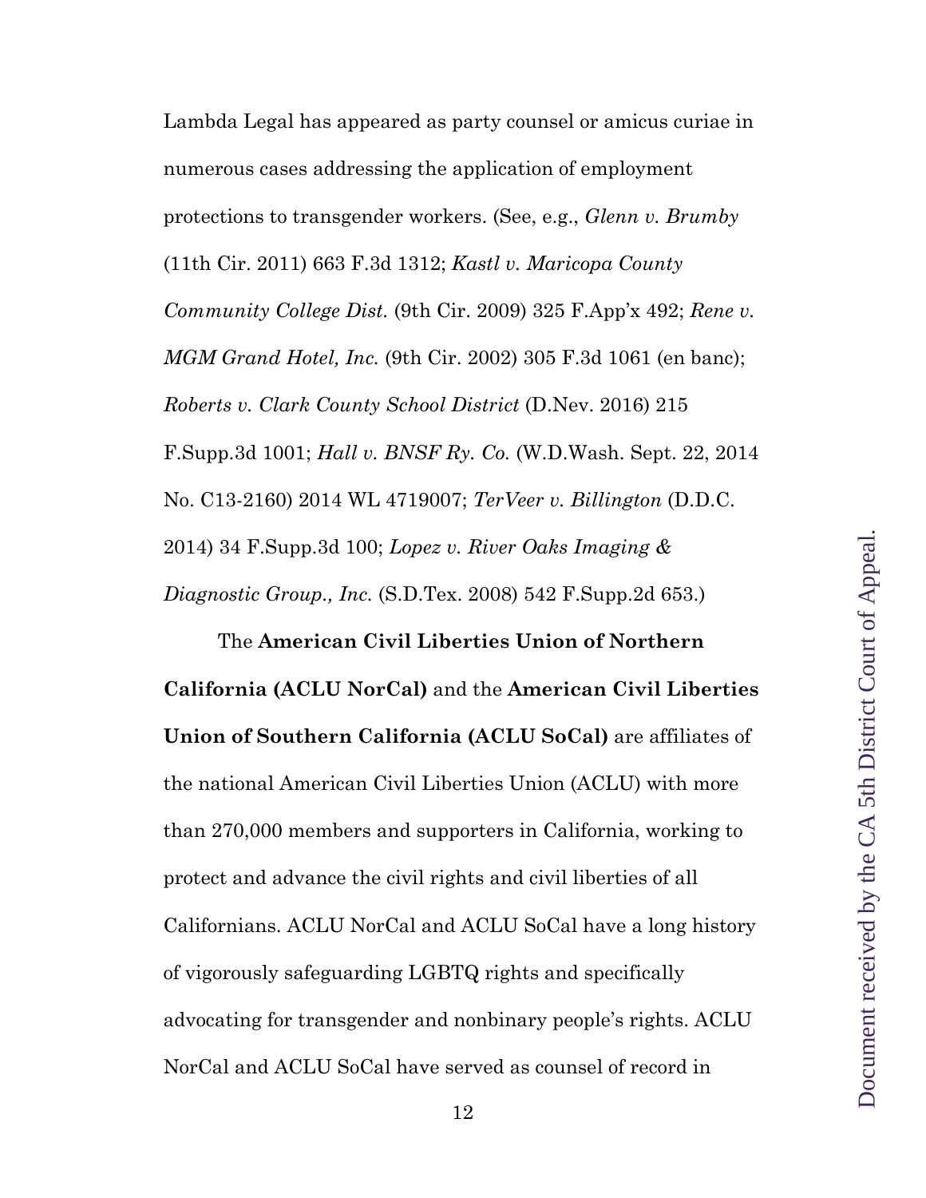Lambda Legal has appeared as party counsel or amicus curiae in numerous cases addressing the application of employment protections to transgender workers. (See, e.g., *Glenn v. Brumby* (11th Cir. 2011) 663 F.3d 1312; *Kastl v. Maricopa County Community College Dist.* (9th Cir. 2009) 325 F.App'x 492; *Rene v. MGM Grand Hotel, Inc.* (9th Cir. 2002) 305 F.3d 1061 (en banc); *Roberts v. Clark County School District* (D.Nev. 2016) 215 F.Supp.3d 1001; *Hall v. BNSF Ry. Co.* (W.D.Wash. Sept. 22, 2014 No. C13-2160) 2014 WL 4719007; *TerVeer v. Billington* (D.D.C. 2014) 34 F.Supp.3d 100; *Lopez v. River Oaks Imaging & Diagnostic Group., Inc.* (S.D.Tex. 2008) 542 F.Supp.2d 653.)

The **American Civil Liberties Union of Northern California (ACLU NorCal)** and the **American Civil Liberties Union of Southern California (ACLU SoCal)** are affiliates of the national American Civil Liberties Union (ACLU) with more than 270,000 members and supporters in California, working to protect and advance the civil rights and civil liberties of all Californians. ACLU NorCal and ACLU SoCal have a long history of vigorously safeguarding LGBTQ rights and specifically advocating for transgender and nonbinary people's rights. ACLU NorCal and ACLU SoCal have served as counsel of record in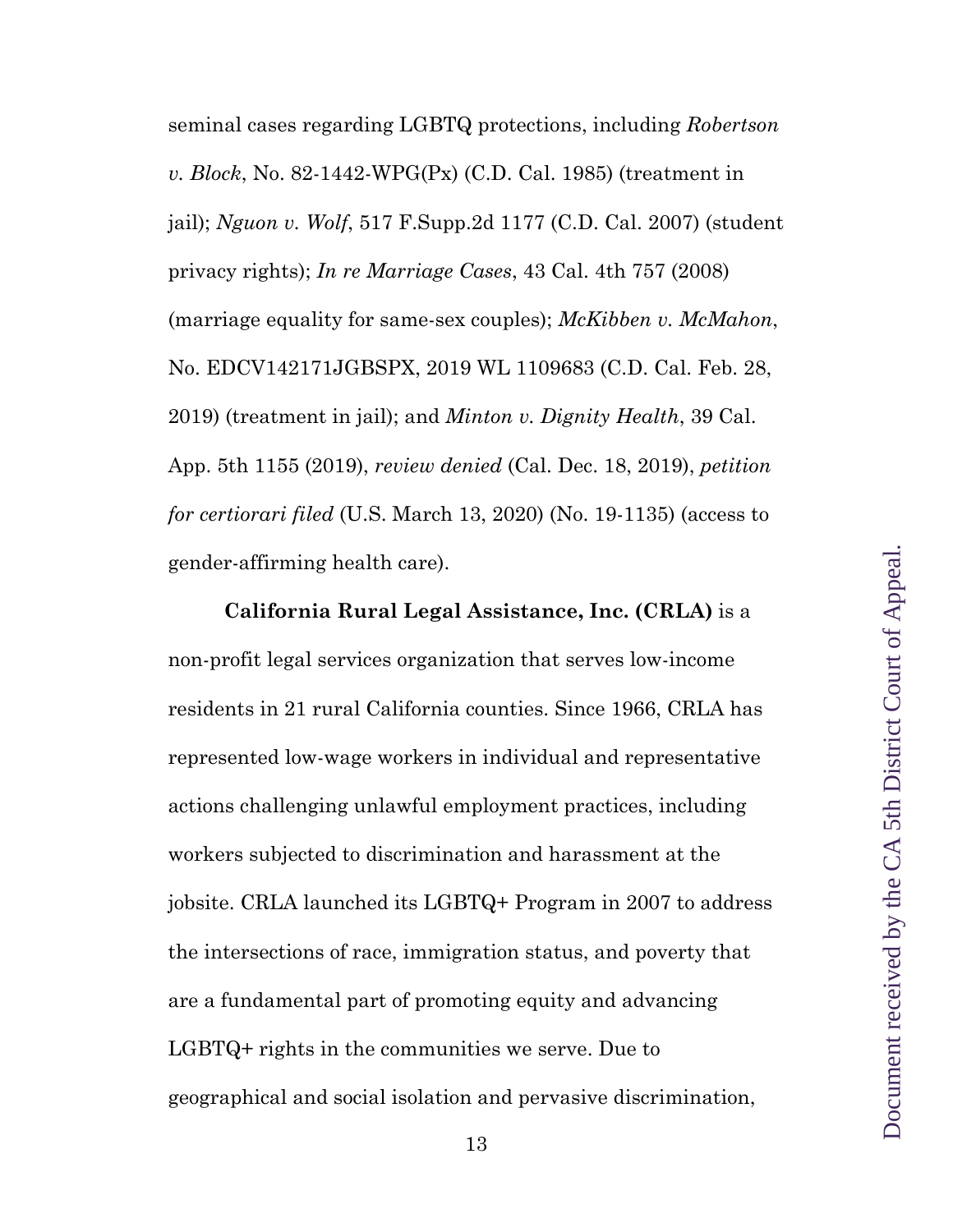seminal cases regarding LGBTQ protections, including *Robertson v. Block*, No. 82-1442-WPG(Px) (C.D. Cal. 1985) (treatment in jail); *Nguon v. Wolf*, 517 F.Supp.2d 1177 (C.D. Cal. 2007) (student privacy rights); *In re Marriage Cases*, 43 Cal. 4th 757 (2008) (marriage equality for same-sex couples); *McKibben v. McMahon*, No. EDCV142171JGBSPX, 2019 WL 1109683 (C.D. Cal. Feb. 28, 2019) (treatment in jail); and *Minton v. Dignity Health*, 39 Cal. App. 5th 1155 (2019), *review denied* (Cal. Dec. 18, 2019), *petition for certiorari filed* (U.S. March 13, 2020) (No. 19-1135) (access to gender-affirming health care).

**California Rural Legal Assistance, Inc. (CRLA)** is a non-profit legal services organization that serves low-income residents in 21 rural California counties. Since 1966, CRLA has represented low-wage workers in individual and representative actions challenging unlawful employment practices, including workers subjected to discrimination and harassment at the jobsite. CRLA launched its LGBTQ+ Program in 2007 to address the intersections of race, immigration status, and poverty that are a fundamental part of promoting equity and advancing LGBTQ+ rights in the communities we serve. Due to geographical and social isolation and pervasive discrimination,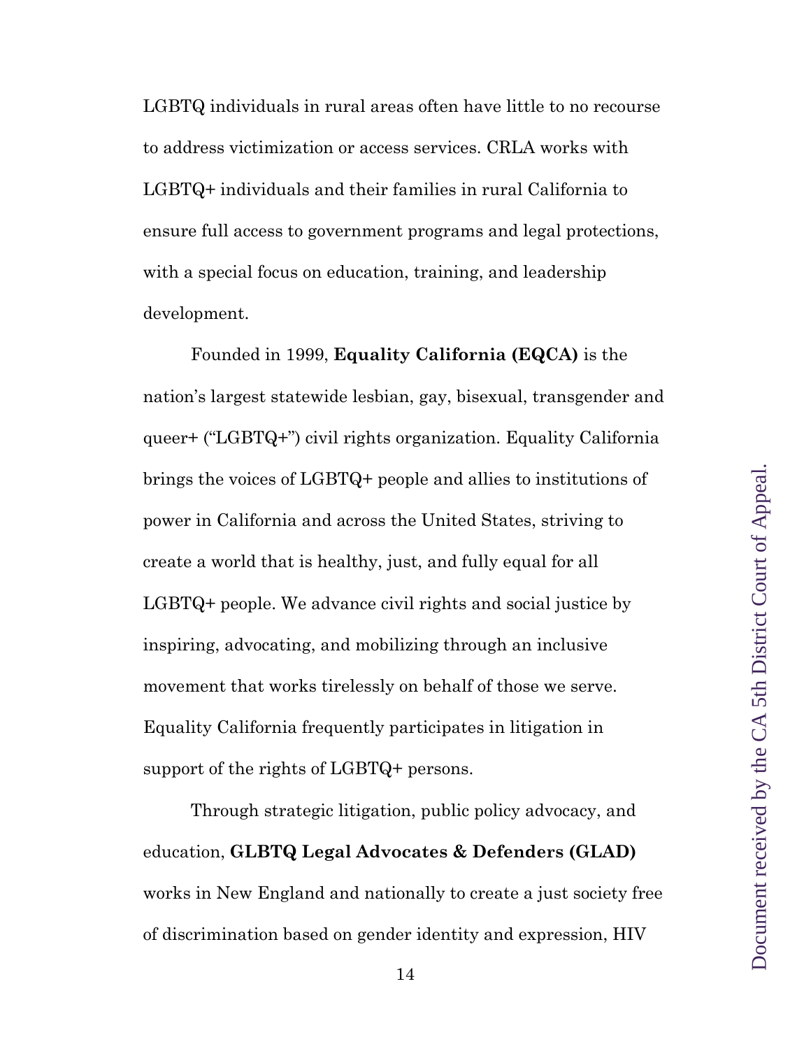LGBTQ individuals in rural areas often have little to no recourse to address victimization or access services. CRLA works with LGBTQ+ individuals and their families in rural California to ensure full access to government programs and legal protections, with a special focus on education, training, and leadership development.

Founded in 1999, **Equality California (EQCA)** is the nation's largest statewide lesbian, gay, bisexual, transgender and queer+ ("LGBTQ+") civil rights organization. Equality California brings the voices of LGBTQ+ people and allies to institutions of power in California and across the United States, striving to create a world that is healthy, just, and fully equal for all LGBTQ+ people. We advance civil rights and social justice by inspiring, advocating, and mobilizing through an inclusive movement that works tirelessly on behalf of those we serve. Equality California frequently participates in litigation in support of the rights of LGBTQ+ persons.

Through strategic litigation, public policy advocacy, and education, **GLBTQ Legal Advocates & Defenders (GLAD)** works in New England and nationally to create a just society free of discrimination based on gender identity and expression, HIV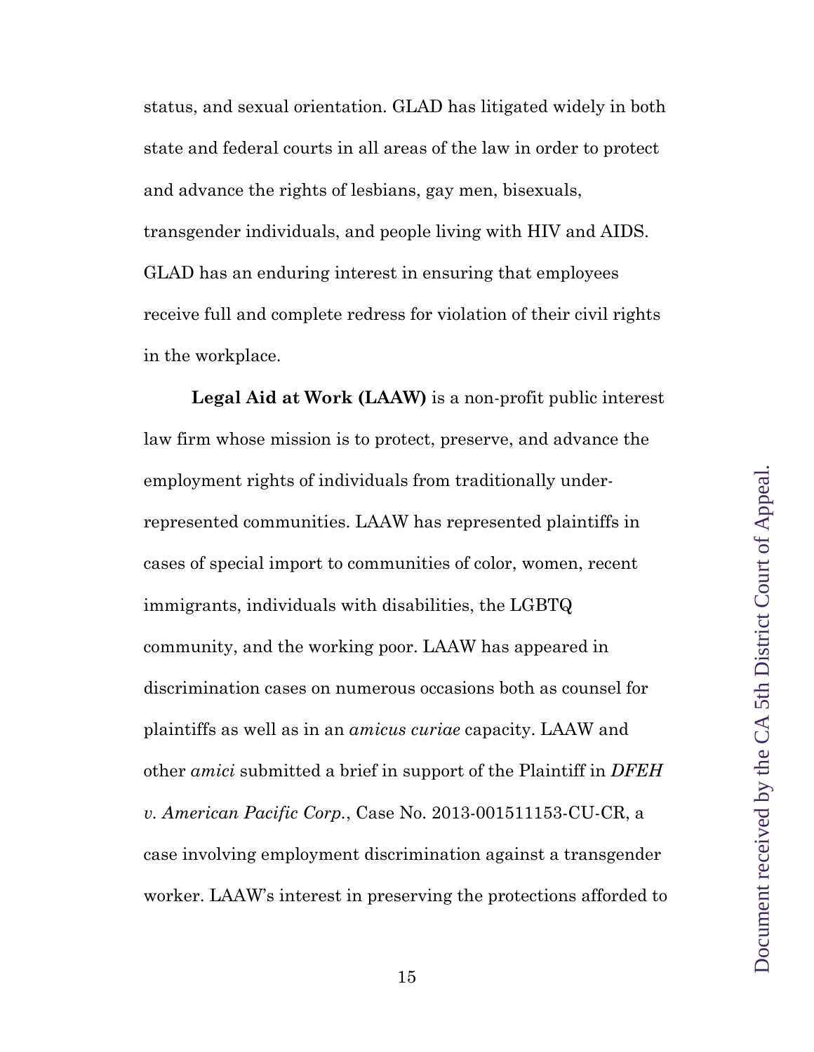status, and sexual orientation. GLAD has litigated widely in both state and federal courts in all areas of the law in order to protect and advance the rights of lesbians, gay men, bisexuals, transgender individuals, and people living with HIV and AIDS. GLAD has an enduring interest in ensuring that employees receive full and complete redress for violation of their civil rights in the workplace.

**Legal Aid at Work (LAAW)** is a non-profit public interest law firm whose mission is to protect, preserve, and advance the employment rights of individuals from traditionally under-represented communities. LAAW has represented plaintiffs in cases of special import to communities of color, women, recent immigrants, individuals with disabilities, the LGBTQ community, and the working poor. LAAW has appeared in discrimination cases on numerous occasions both as counsel for plaintiffs as well as in an *amicus curiae* capacity. LAAW and other *amici* submitted a brief in support of the Plaintiff in *DFEH v. American Pacific Corp.*, Case No. 2013-001511153-CU-CR, a case involving employment discrimination against a transgender worker. LAAW's interest in preserving the protections afforded to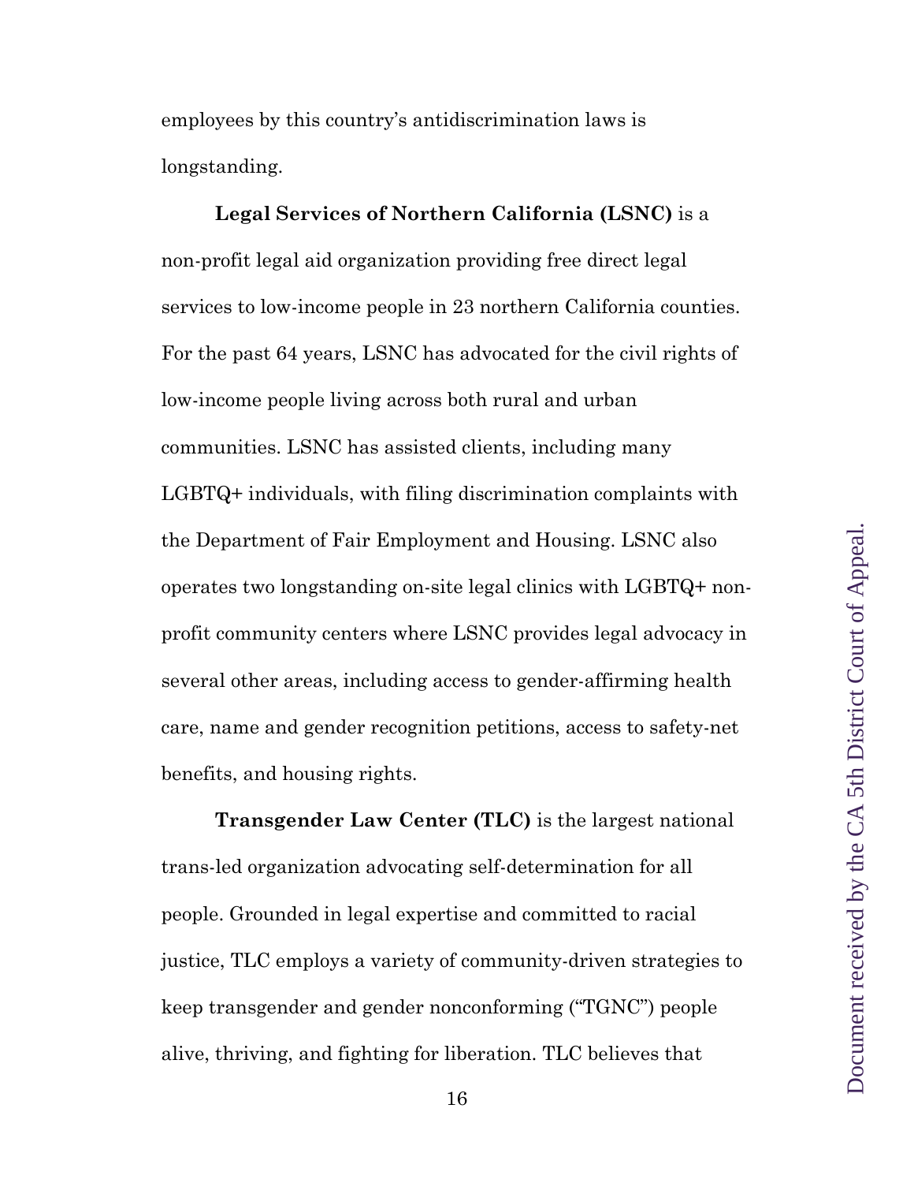employees by this country's antidiscrimination laws is longstanding.

**Legal Services of Northern California (LSNC)** is a non-profit legal aid organization providing free direct legal services to low-income people in 23 northern California counties. For the past 64 years, LSNC has advocated for the civil rights of low-income people living across both rural and urban communities. LSNC has assisted clients, including many LGBTQ+ individuals, with filing discrimination complaints with the Department of Fair Employment and Housing. LSNC also operates two longstanding on-site legal clinics with LGBTQ+ non-profit community centers where LSNC provides legal advocacy in several other areas, including access to gender-affirming health care, name and gender recognition petitions, access to safety-net benefits, and housing rights.

**Transgender Law Center (TLC)** is the largest national trans-led organization advocating self-determination for all people. Grounded in legal expertise and committed to racial justice, TLC employs a variety of community-driven strategies to keep transgender and gender nonconforming ("TGNC") people alive, thriving, and fighting for liberation. TLC believes that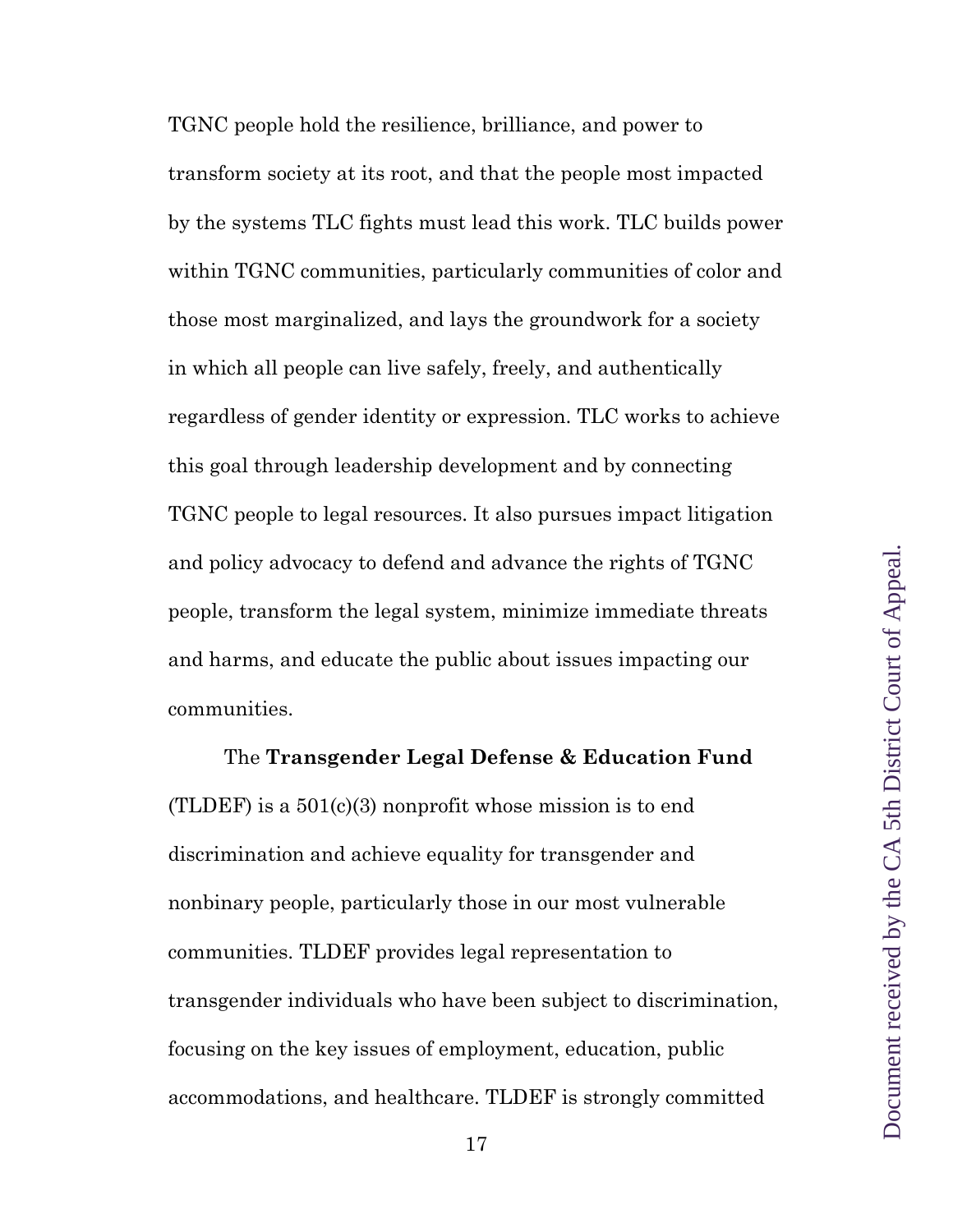TGNC people hold the resilience, brilliance, and power to transform society at its root, and that the people most impacted by the systems TLC fights must lead this work. TLC builds power within TGNC communities, particularly communities of color and those most marginalized, and lays the groundwork for a society in which all people can live safely, freely, and authentically regardless of gender identity or expression. TLC works to achieve this goal through leadership development and by connecting TGNC people to legal resources. It also pursues impact litigation and policy advocacy to defend and advance the rights of TGNC people, transform the legal system, minimize immediate threats and harms, and educate the public about issues impacting our communities.

The **Transgender Legal Defense & Education Fund** (TLDEF) is a 501(c)(3) nonprofit whose mission is to end discrimination and achieve equality for transgender and nonbinary people, particularly those in our most vulnerable communities. TLDEF provides legal representation to transgender individuals who have been subject to discrimination, focusing on the key issues of employment, education, public accommodations, and healthcare. TLDEF is strongly committed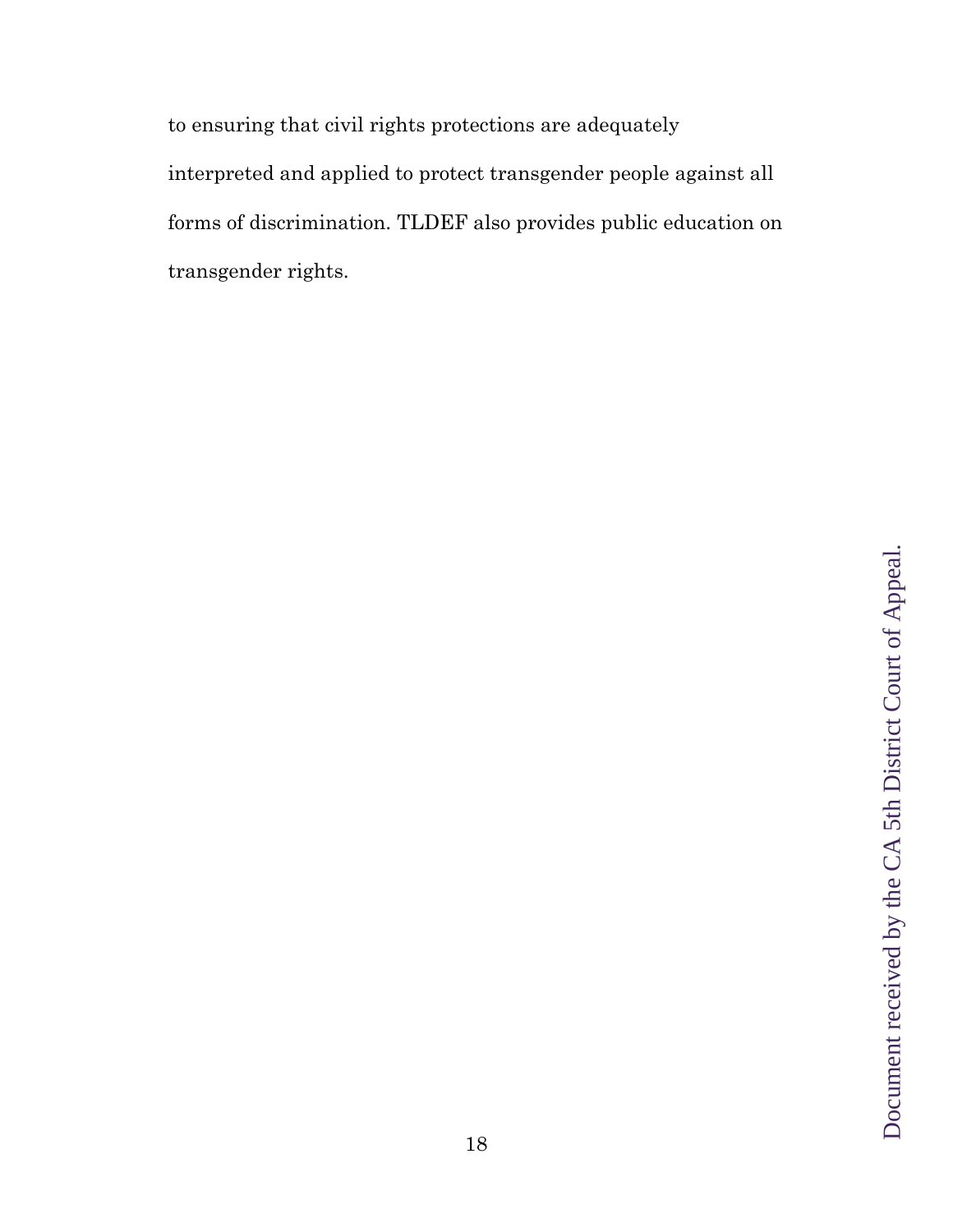to ensuring that civil rights protections are adequately interpreted and applied to protect transgender people against all forms of discrimination. TLDEF also provides public education on transgender rights.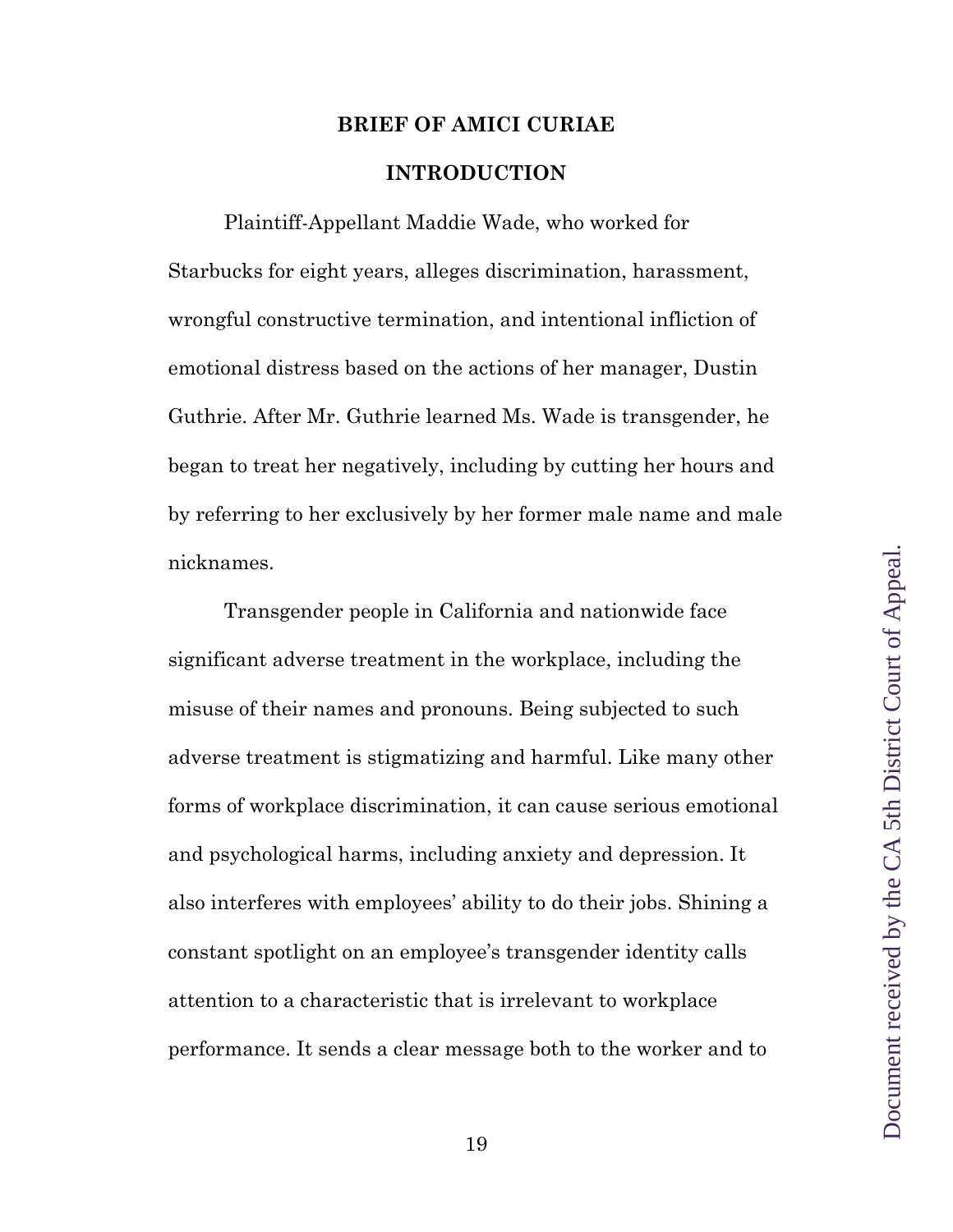# BRIEF OF AMICI CURIAE

## INTRODUCTION

Plaintiff-Appellant Maddie Wade, who worked for Starbucks for eight years, alleges discrimination, harassment, wrongful constructive termination, and intentional infliction of emotional distress based on the actions of her manager, Dustin Guthrie. After Mr. Guthrie learned Ms. Wade is transgender, he began to treat her negatively, including by cutting her hours and by referring to her exclusively by her former male name and male nicknames.

Transgender people in California and nationwide face significant adverse treatment in the workplace, including the misuse of their names and pronouns. Being subjected to such adverse treatment is stigmatizing and harmful. Like many other forms of workplace discrimination, it can cause serious emotional and psychological harms, including anxiety and depression. It also interferes with employees' ability to do their jobs. Shining a constant spotlight on an employee's transgender identity calls attention to a characteristic that is irrelevant to workplace performance. It sends a clear message both to the worker and to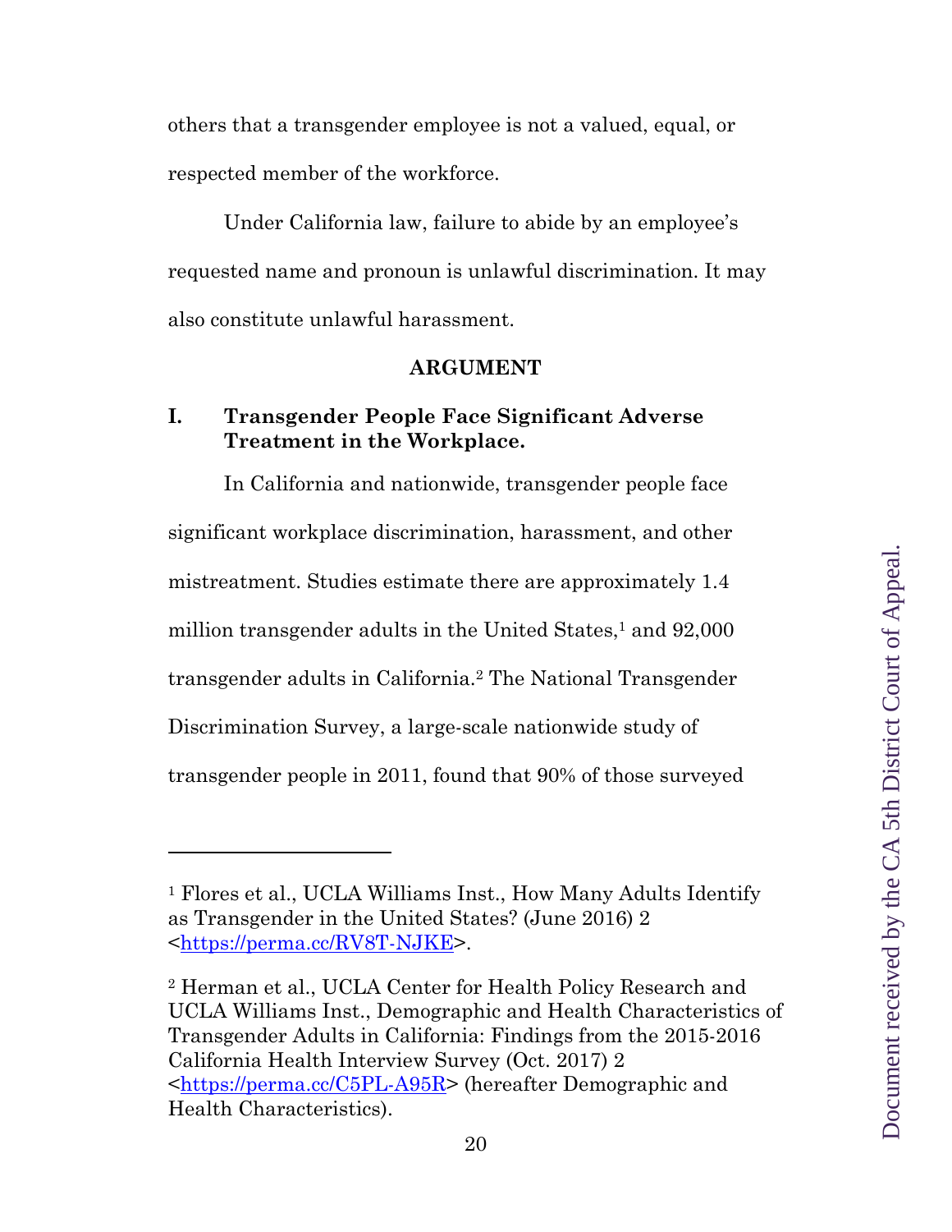others that a transgender employee is not a valued, equal, or respected member of the workforce.

Under California law, failure to abide by an employee's requested name and pronoun is unlawful discrimination. It may also constitute unlawful harassment.

## ARGUMENT

### I. Transgender People Face Significant Adverse Treatment in the Workplace.

In California and nationwide, transgender people face significant workplace discrimination, harassment, and other mistreatment. Studies estimate there are approximately 1.4 million transgender adults in the United States,[1] and 92,000 transgender adults in California.[2] The National Transgender Discrimination Survey, a large-scale nationwide study of transgender people in 2011, found that 90% of those surveyed

---

[1] Flores et al., UCLA Williams Inst., How Many Adults Identify as Transgender in the United States? (June 2016) 2 <https://perma.cc/RV8T-NJKE>.

[2] Herman et al., UCLA Center for Health Policy Research and UCLA Williams Inst., Demographic and Health Characteristics of Transgender Adults in California: Findings from the 2015-2016 California Health Interview Survey (Oct. 2017) 2 <https://perma.cc/C5PL-A95R> (hereafter Demographic and Health Characteristics).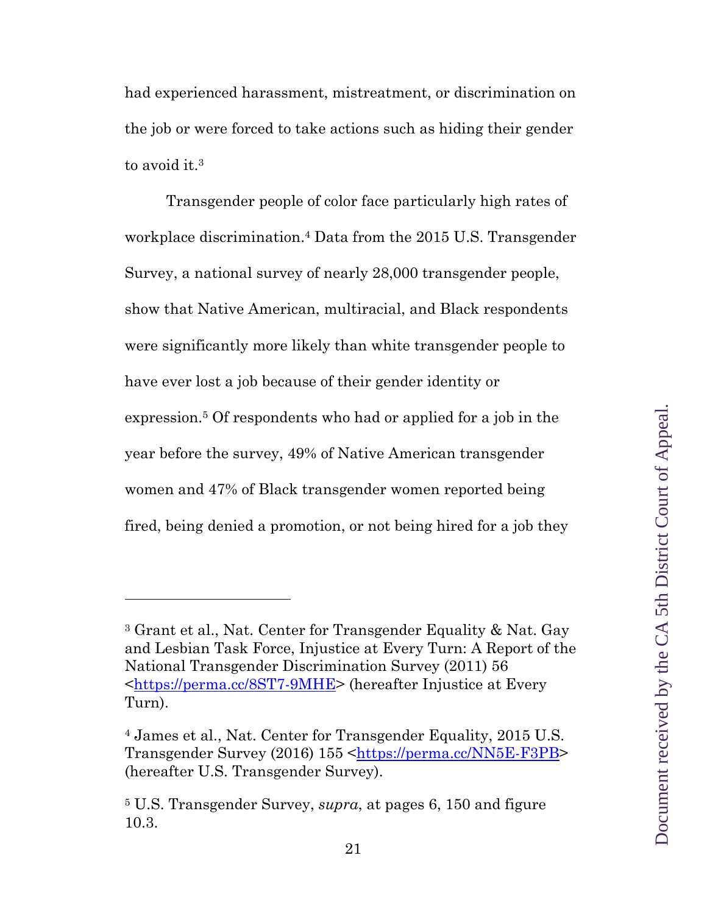had experienced harassment, mistreatment, or discrimination on the job or were forced to take actions such as hiding their gender to avoid it.[3]

Transgender people of color face particularly high rates of workplace discrimination.[4] Data from the 2015 U.S. Transgender Survey, a national survey of nearly 28,000 transgender people, show that Native American, multiracial, and Black respondents were significantly more likely than white transgender people to have ever lost a job because of their gender identity or expression.[5] Of respondents who had or applied for a job in the year before the survey, 49% of Native American transgender women and 47% of Black transgender women reported being fired, being denied a promotion, or not being hired for a job they

---

[3] Grant et al., Nat. Center for Transgender Equality & Nat. Gay and Lesbian Task Force, Injustice at Every Turn: A Report of the National Transgender Discrimination Survey (2011) 56 <https://perma.cc/8ST7-9MHE> (hereafter Injustice at Every Turn).

[4] James et al., Nat. Center for Transgender Equality, 2015 U.S. Transgender Survey (2016) 155 <https://perma.cc/NN5E-F3PB> (hereafter U.S. Transgender Survey).

[5] U.S. Transgender Survey, *supra*, at pages 6, 150 and figure 10.3.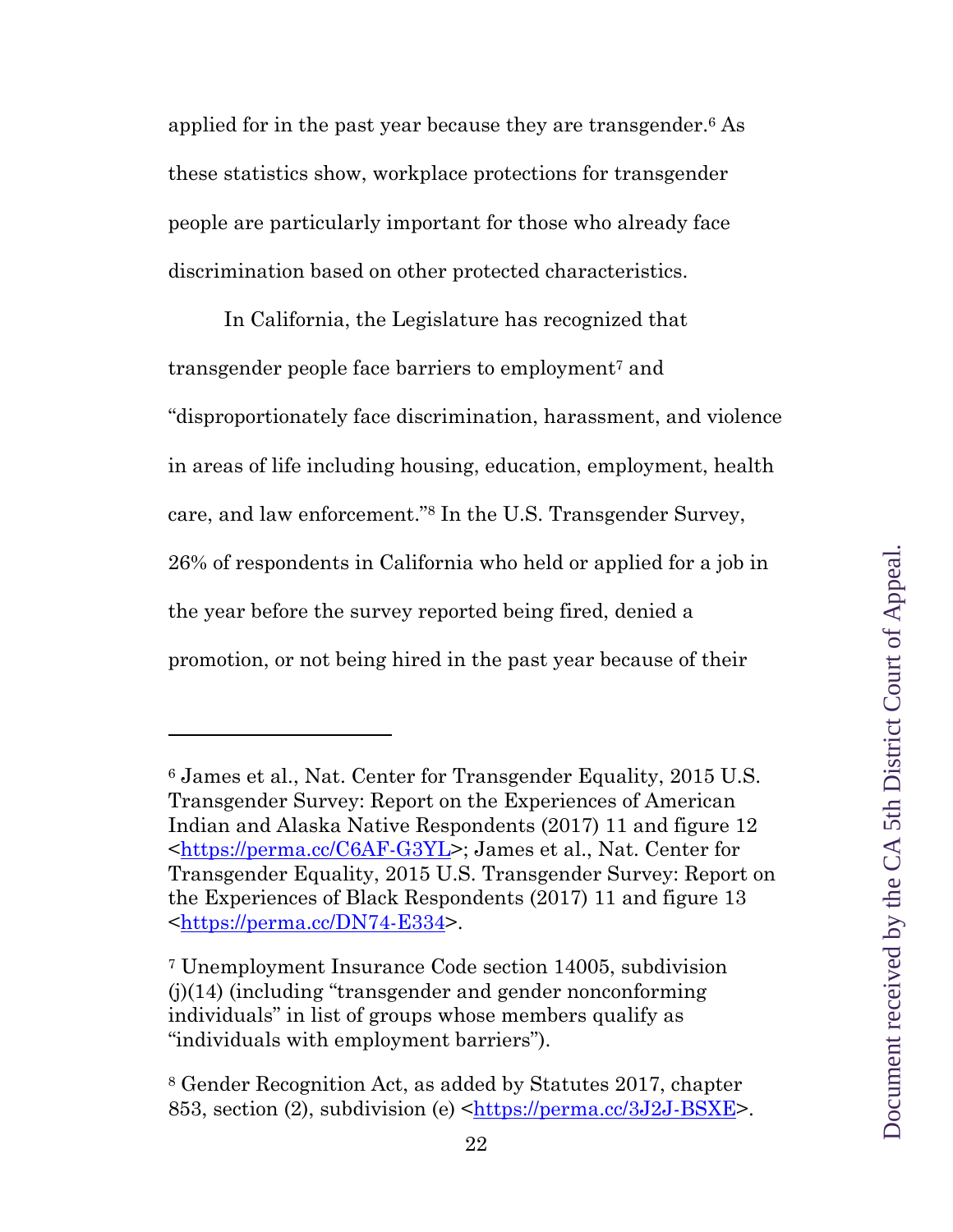applied for in the past year because they are transgender.[6] As these statistics show, workplace protections for transgender people are particularly important for those who already face discrimination based on other protected characteristics.

In California, the Legislature has recognized that transgender people face barriers to employment[7] and "disproportionately face discrimination, harassment, and violence in areas of life including housing, education, employment, health care, and law enforcement."[8] In the U.S. Transgender Survey, 26% of respondents in California who held or applied for a job in the year before the survey reported being fired, denied a promotion, or not being hired in the past year because of their

---

[6] James et al., Nat. Center for Transgender Equality, 2015 U.S. Transgender Survey: Report on the Experiences of American Indian and Alaska Native Respondents (2017) 11 and figure 12 <https://perma.cc/C6AF-G3YL>; James et al., Nat. Center for Transgender Equality, 2015 U.S. Transgender Survey: Report on the Experiences of Black Respondents (2017) 11 and figure 13 <https://perma.cc/DN74-E334>.

[7] Unemployment Insurance Code section 14005, subdivision (j)(14) (including "transgender and gender nonconforming individuals" in list of groups whose members qualify as "individuals with employment barriers").

[8] Gender Recognition Act, as added by Statutes 2017, chapter 853, section (2), subdivision (e) <https://perma.cc/3J2J-BSXE>.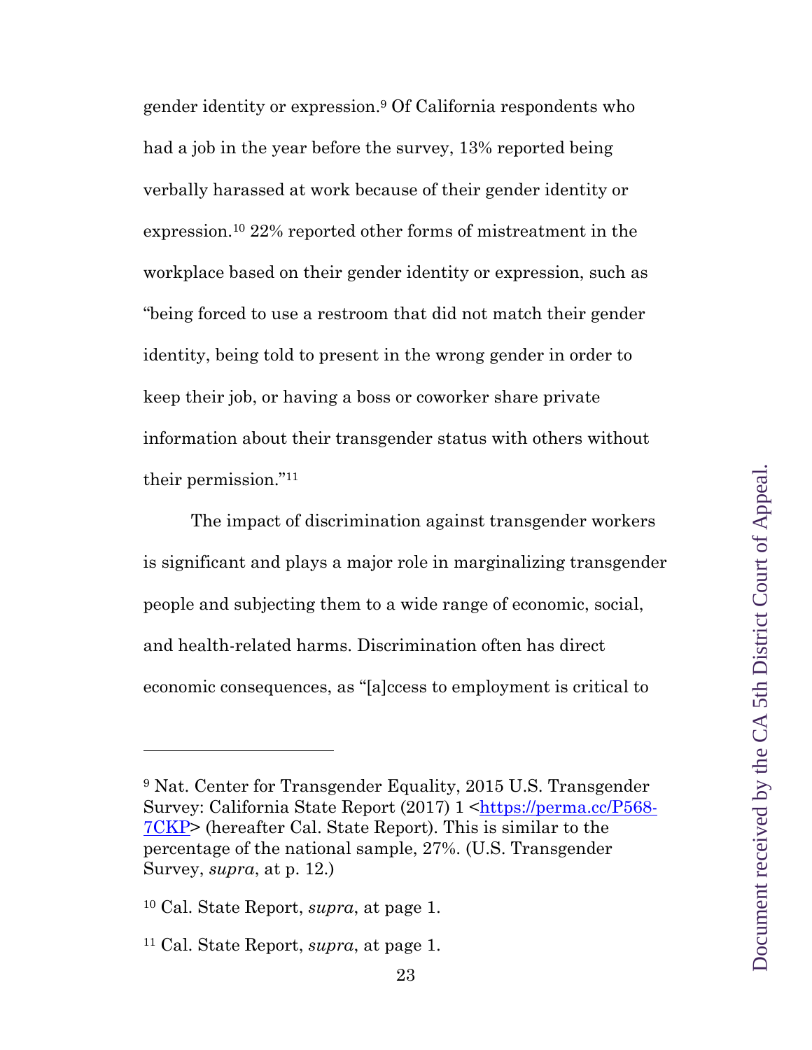gender identity or expression.[9] Of California respondents who had a job in the year before the survey, 13% reported being verbally harassed at work because of their gender identity or expression.[10] 22% reported other forms of mistreatment in the workplace based on their gender identity or expression, such as "being forced to use a restroom that did not match their gender identity, being told to present in the wrong gender in order to keep their job, or having a boss or coworker share private information about their transgender status with others without their permission."[11]

The impact of discrimination against transgender workers is significant and plays a major role in marginalizing transgender people and subjecting them to a wide range of economic, social, and health-related harms. Discrimination often has direct economic consequences, as "[a]ccess to employment is critical to

---

[9] Nat. Center for Transgender Equality, 2015 U.S. Transgender Survey: California State Report (2017) 1 <https://perma.cc/P568-7CKP> (hereafter Cal. State Report). This is similar to the percentage of the national sample, 27%. (U.S. Transgender Survey, *supra*, at p. 12.)

[10] Cal. State Report, *supra*, at page 1.

[11] Cal. State Report, *supra*, at page 1.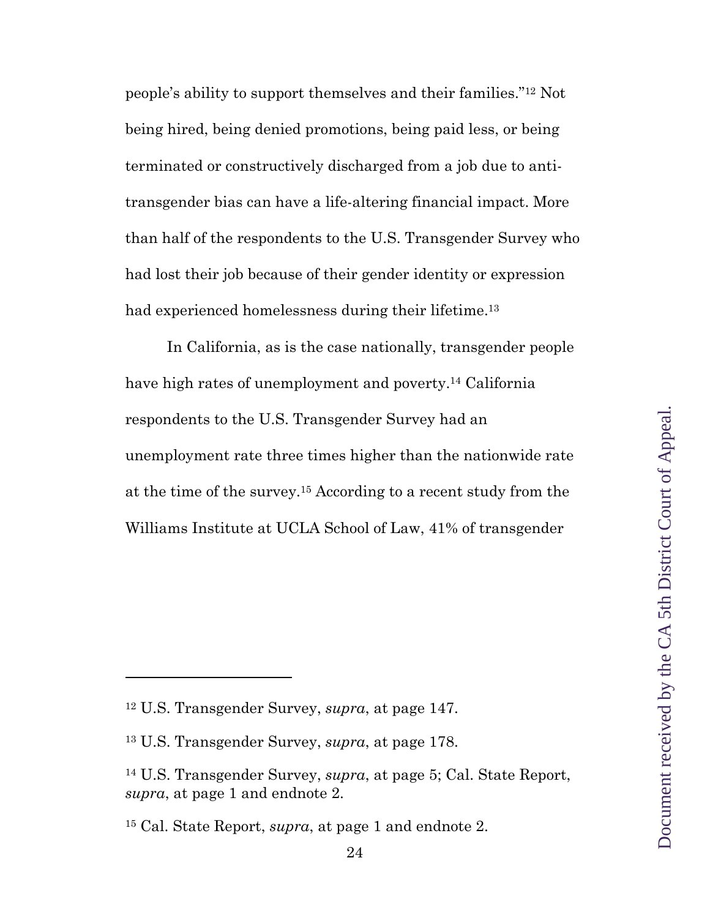people's ability to support themselves and their families."[12] Not being hired, being denied promotions, being paid less, or being terminated or constructively discharged from a job due to anti-transgender bias can have a life-altering financial impact. More than half of the respondents to the U.S. Transgender Survey who had lost their job because of their gender identity or expression had experienced homelessness during their lifetime.[13]

In California, as is the case nationally, transgender people have high rates of unemployment and poverty.[14] California respondents to the U.S. Transgender Survey had an unemployment rate three times higher than the nationwide rate at the time of the survey.[15] According to a recent study from the Williams Institute at UCLA School of Law, 41% of transgender

---

[12] U.S. Transgender Survey, *supra*, at page 147.

[13] U.S. Transgender Survey, *supra*, at page 178.

[14] U.S. Transgender Survey, *supra*, at page 5; Cal. State Report, *supra*, at page 1 and endnote 2.

[15] Cal. State Report, *supra*, at page 1 and endnote 2.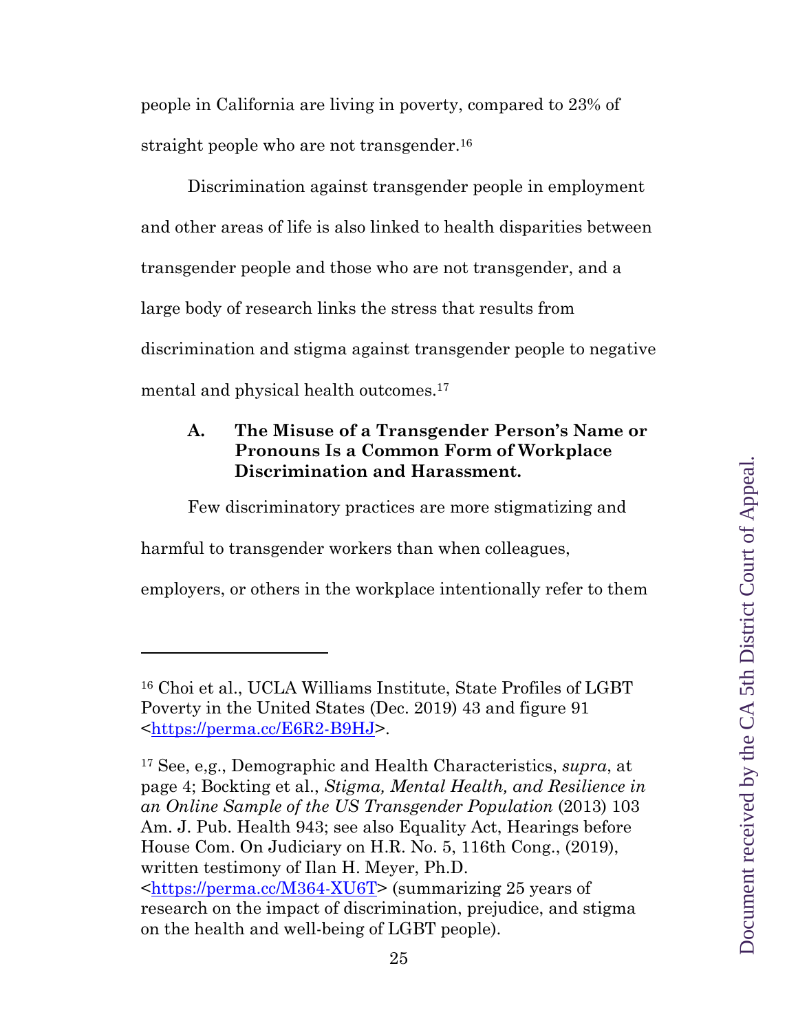people in California are living in poverty, compared to 23% of straight people who are not transgender.[16]

Discrimination against transgender people in employment and other areas of life is also linked to health disparities between transgender people and those who are not transgender, and a large body of research links the stress that results from discrimination and stigma against transgender people to negative mental and physical health outcomes.[17]

### A. The Misuse of a Transgender Person's Name or Pronouns Is a Common Form of Workplace Discrimination and Harassment.

Few discriminatory practices are more stigmatizing and harmful to transgender workers than when colleagues, employers, or others in the workplace intentionally refer to them

---

[16] Choi et al., UCLA Williams Institute, State Profiles of LGBT Poverty in the United States (Dec. 2019) 43 and figure 91 <https://perma.cc/E6R2-B9HJ>.

[17] See, e,g., Demographic and Health Characteristics, *supra*, at page 4; Bockting et al., *Stigma, Mental Health, and Resilience in an Online Sample of the US Transgender Population* (2013) 103 Am. J. Pub. Health 943; see also Equality Act, Hearings before House Com. On Judiciary on H.R. No. 5, 116th Cong., (2019), written testimony of Ilan H. Meyer, Ph.D. <https://perma.cc/M364-XU6T> (summarizing 25 years of research on the impact of discrimination, prejudice, and stigma on the health and well-being of LGBT people).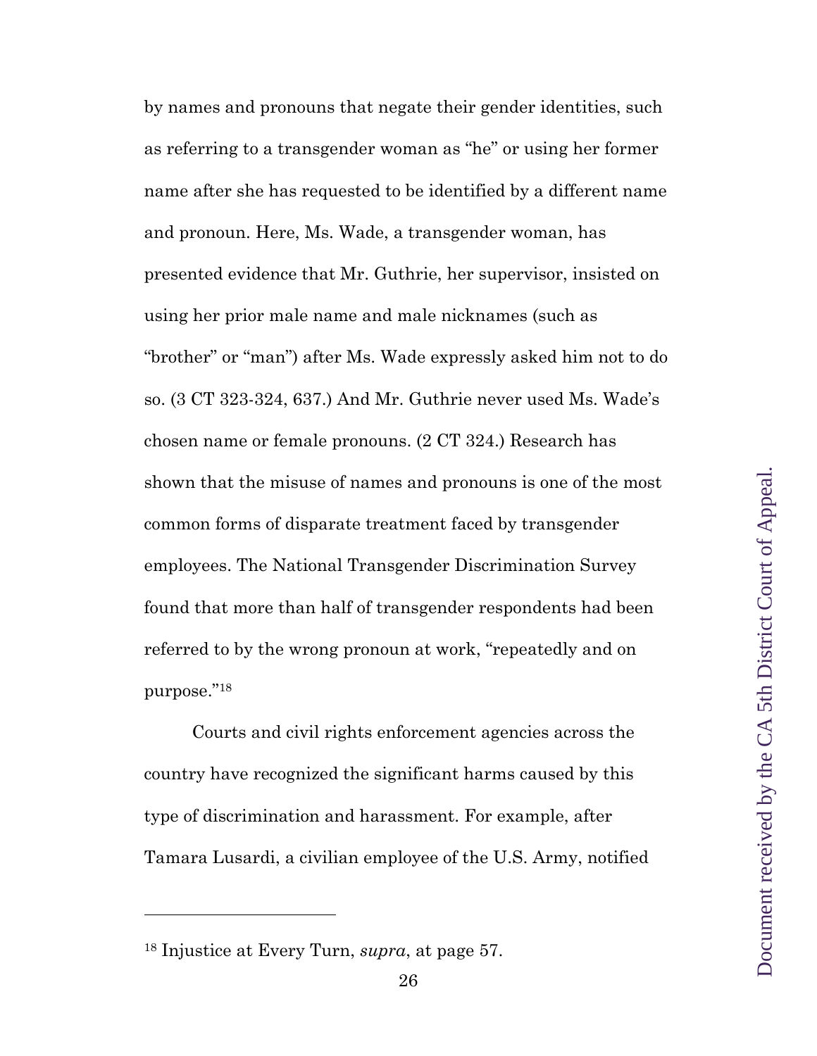by names and pronouns that negate their gender identities, such as referring to a transgender woman as "he" or using her former name after she has requested to be identified by a different name and pronoun. Here, Ms. Wade, a transgender woman, has presented evidence that Mr. Guthrie, her supervisor, insisted on using her prior male name and male nicknames (such as "brother" or "man") after Ms. Wade expressly asked him not to do so. (3 CT 323-324, 637.) And Mr. Guthrie never used Ms. Wade's chosen name or female pronouns. (2 CT 324.) Research has shown that the misuse of names and pronouns is one of the most common forms of disparate treatment faced by transgender employees. The National Transgender Discrimination Survey found that more than half of transgender respondents had been referred to by the wrong pronoun at work, "repeatedly and on purpose."[18]

Courts and civil rights enforcement agencies across the country have recognized the significant harms caused by this type of discrimination and harassment. For example, after Tamara Lusardi, a civilian employee of the U.S. Army, notified

---

[18] Injustice at Every Turn, *supra*, at page 57.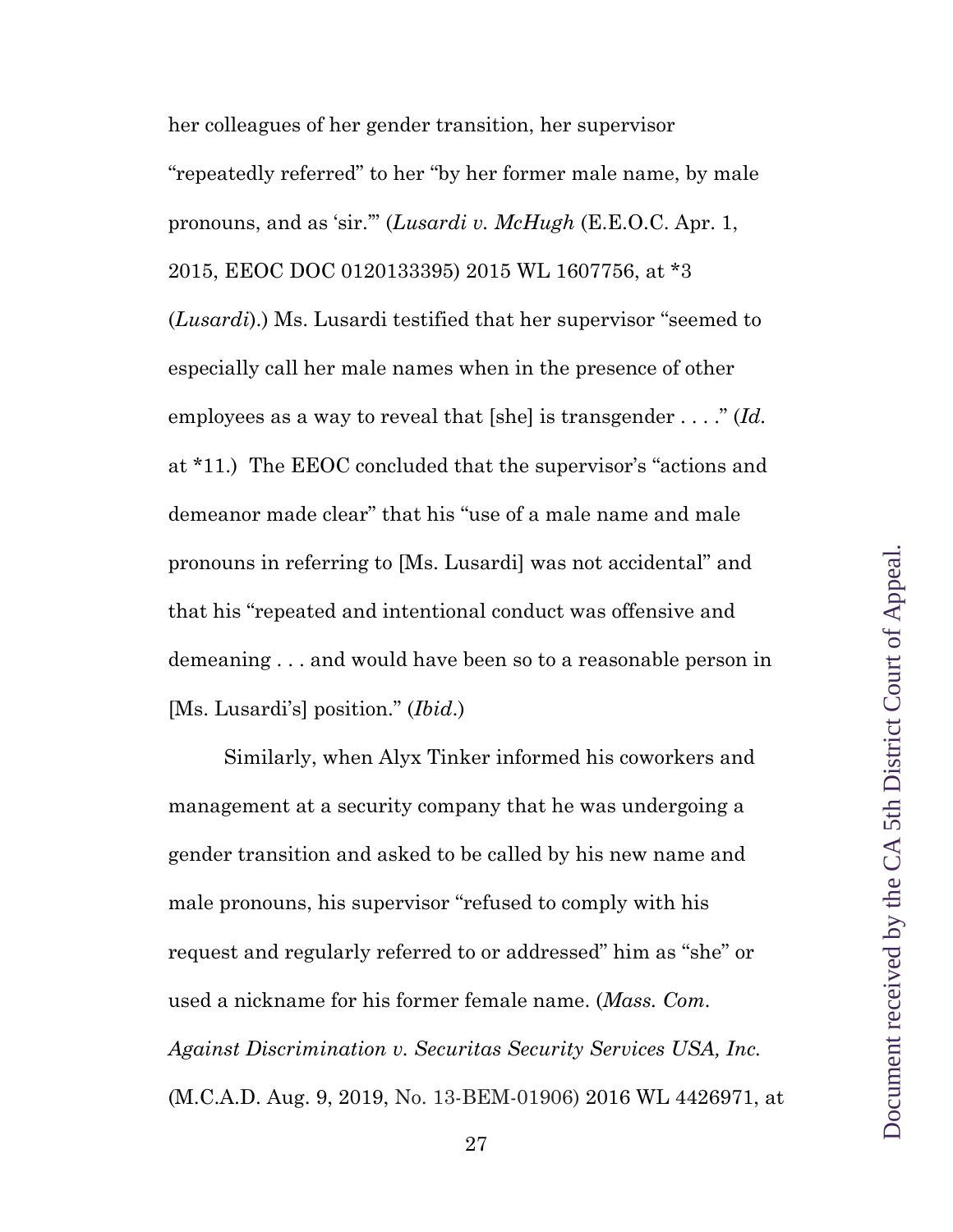her colleagues of her gender transition, her supervisor "repeatedly referred" to her "by her former male name, by male pronouns, and as 'sir.'" (*Lusardi v. McHugh* (E.E.O.C. Apr. 1, 2015, EEOC DOC 0120133395) 2015 WL 1607756, at *3 (*Lusardi*).) Ms. Lusardi testified that her supervisor "seemed to especially call her male names when in the presence of other employees as a way to reveal that [she] is transgender . . . ." (*Id.* at *11.) The EEOC concluded that the supervisor's "actions and demeanor made clear" that his "use of a male name and male pronouns in referring to [Ms. Lusardi] was not accidental" and that his "repeated and intentional conduct was offensive and demeaning . . . and would have been so to a reasonable person in [Ms. Lusardi's] position." (*Ibid.*)

Similarly, when Alyx Tinker informed his coworkers and management at a security company that he was undergoing a gender transition and asked to be called by his new name and male pronouns, his supervisor "refused to comply with his request and regularly referred to or addressed" him as "she" or used a nickname for his former female name. (*Mass. Com. Against Discrimination v. Securitas Security Services USA, Inc.* (M.C.A.D. Aug. 9, 2019, No. 13-BEM-01906) 2016 WL 4426971, at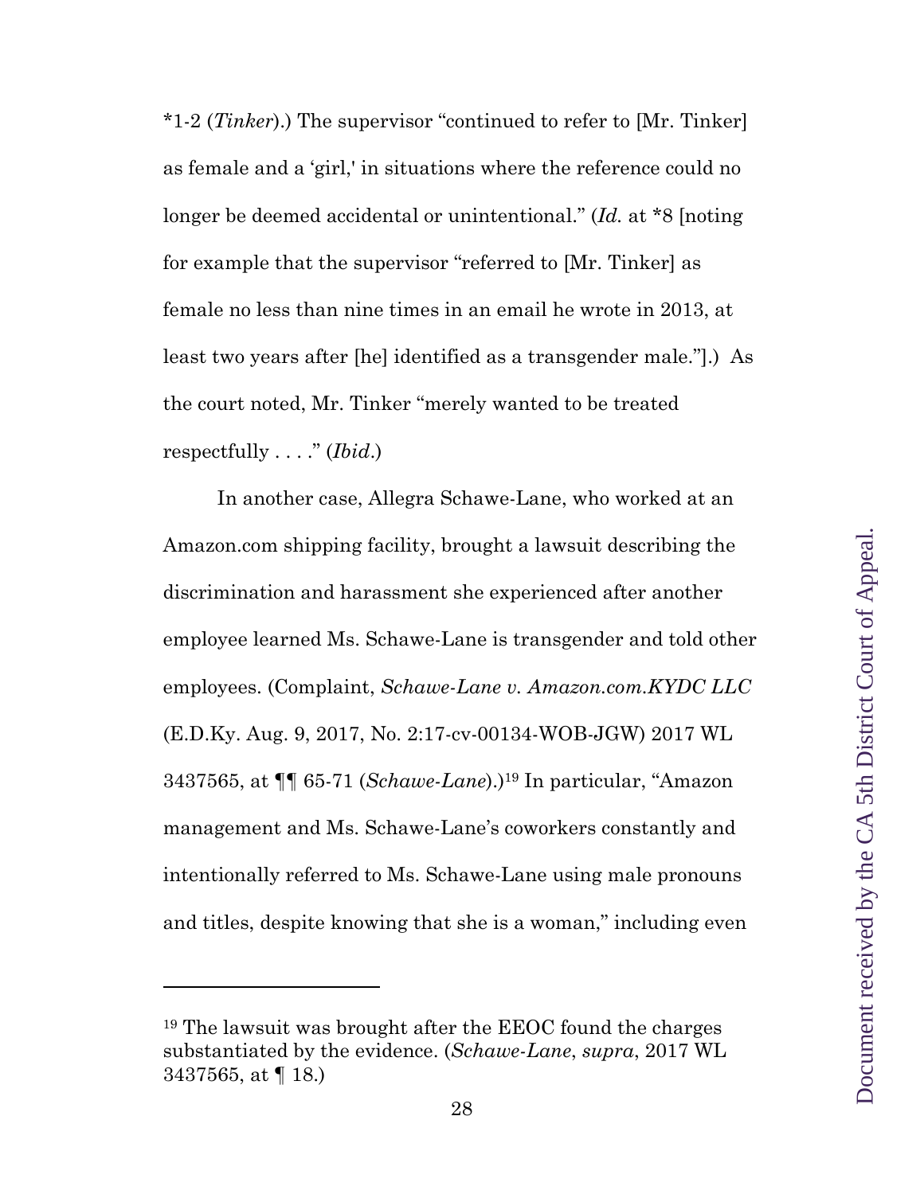*1-2 (*Tinker*).) The supervisor "continued to refer to [Mr. Tinker] as female and a 'girl,' in situations where the reference could no longer be deemed accidental or unintentional." (*Id.* at *8 [noting for example that the supervisor "referred to [Mr. Tinker] as female no less than nine times in an email he wrote in 2013, at least two years after [he] identified as a transgender male."].) As the court noted, Mr. Tinker "merely wanted to be treated respectfully . . . ." (*Ibid*.)

In another case, Allegra Schawe-Lane, who worked at an Amazon.com shipping facility, brought a lawsuit describing the discrimination and harassment she experienced after another employee learned Ms. Schawe-Lane is transgender and told other employees. (Complaint, *Schawe-Lane v. Amazon.com.KYDC LLC* (E.D.Ky. Aug. 9, 2017, No. 2:17-cv-00134-WOB-JGW) 2017 WL 3437565, at ¶¶ 65-71 (*Schawe-Lane*).)[19] In particular, "Amazon management and Ms. Schawe-Lane's coworkers constantly and intentionally referred to Ms. Schawe-Lane using male pronouns and titles, despite knowing that she is a woman," including even

---

[19] The lawsuit was brought after the EEOC found the charges substantiated by the evidence. (*Schawe-Lane*, *supra*, 2017 WL 3437565, at ¶ 18.)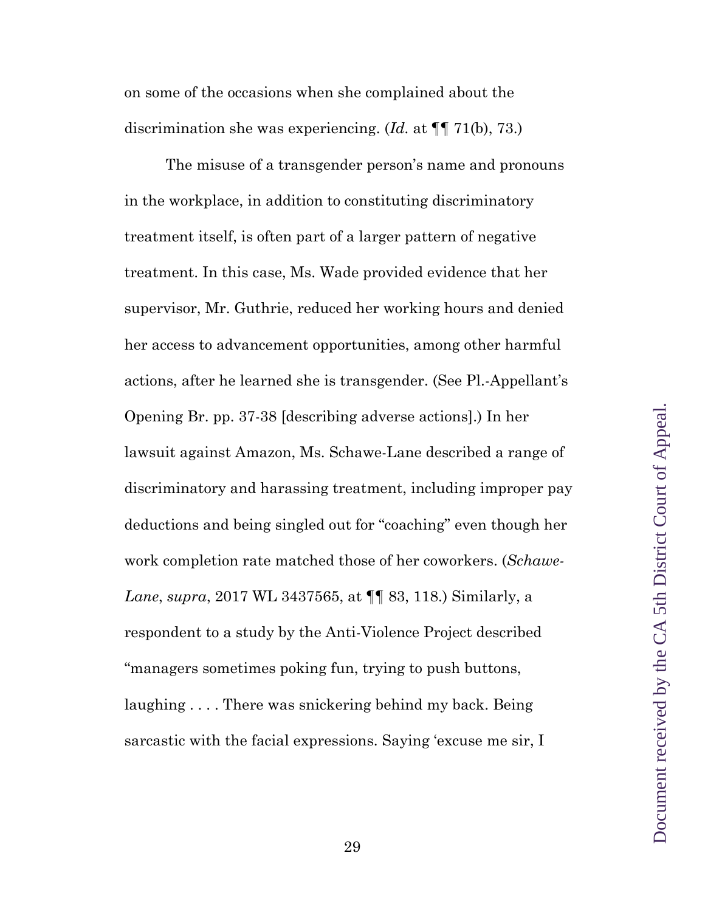on some of the occasions when she complained about the discrimination she was experiencing. (*Id.* at ¶¶ 71(b), 73.)

The misuse of a transgender person's name and pronouns in the workplace, in addition to constituting discriminatory treatment itself, is often part of a larger pattern of negative treatment. In this case, Ms. Wade provided evidence that her supervisor, Mr. Guthrie, reduced her working hours and denied her access to advancement opportunities, among other harmful actions, after he learned she is transgender. (See Pl.-Appellant's Opening Br. pp. 37-38 [describing adverse actions].) In her lawsuit against Amazon, Ms. Schawe-Lane described a range of discriminatory and harassing treatment, including improper pay deductions and being singled out for "coaching" even though her work completion rate matched those of her coworkers. (*Schawe-Lane*, *supra*, 2017 WL 3437565, at ¶¶ 83, 118.) Similarly, a respondent to a study by the Anti-Violence Project described "managers sometimes poking fun, trying to push buttons, laughing . . . . There was snickering behind my back. Being sarcastic with the facial expressions. Saying 'excuse me sir, I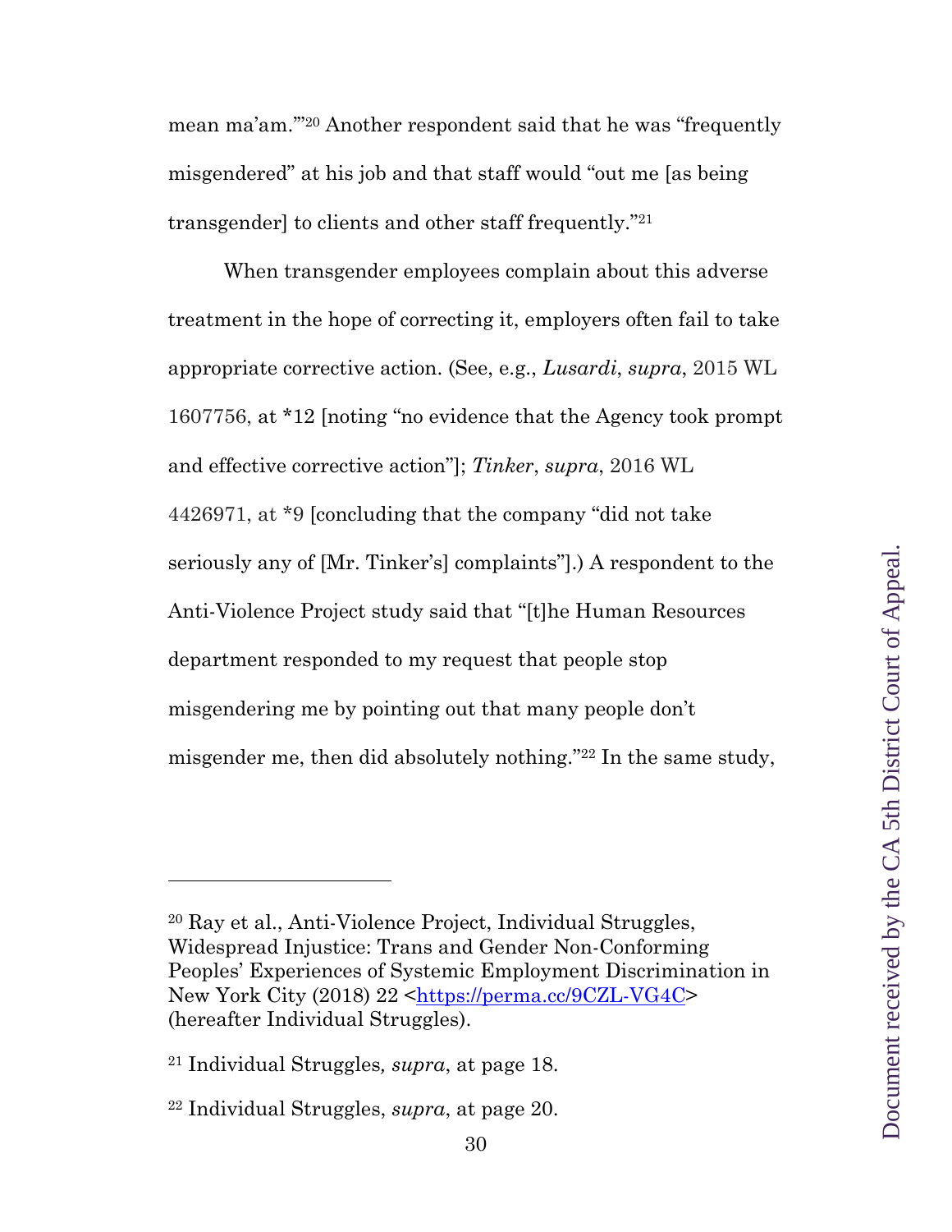mean ma'am.'"[20] Another respondent said that he was "frequently misgendered" at his job and that staff would "out me [as being transgender] to clients and other staff frequently."[21]

When transgender employees complain about this adverse treatment in the hope of correcting it, employers often fail to take appropriate corrective action. (See, e.g., *Lusardi*, *supra*, 2015 WL 1607756, at *12 [noting "no evidence that the Agency took prompt and effective corrective action"]; *Tinker*, *supra*, 2016 WL 4426971, at *9 [concluding that the company "did not take seriously any of [Mr. Tinker's] complaints"].) A respondent to the Anti-Violence Project study said that "[t]he Human Resources department responded to my request that people stop misgendering me by pointing out that many people don't misgender me, then did absolutely nothing."[22] In the same study,

---

[20] Ray et al., Anti-Violence Project, Individual Struggles, Widespread Injustice: Trans and Gender Non-Conforming Peoples' Experiences of Systemic Employment Discrimination in New York City (2018) 22 <https://perma.cc/9CZL-VG4C> (hereafter Individual Struggles).

[21] Individual Struggles*, supra*, at page 18.

[22] Individual Struggles, *supra*, at page 20.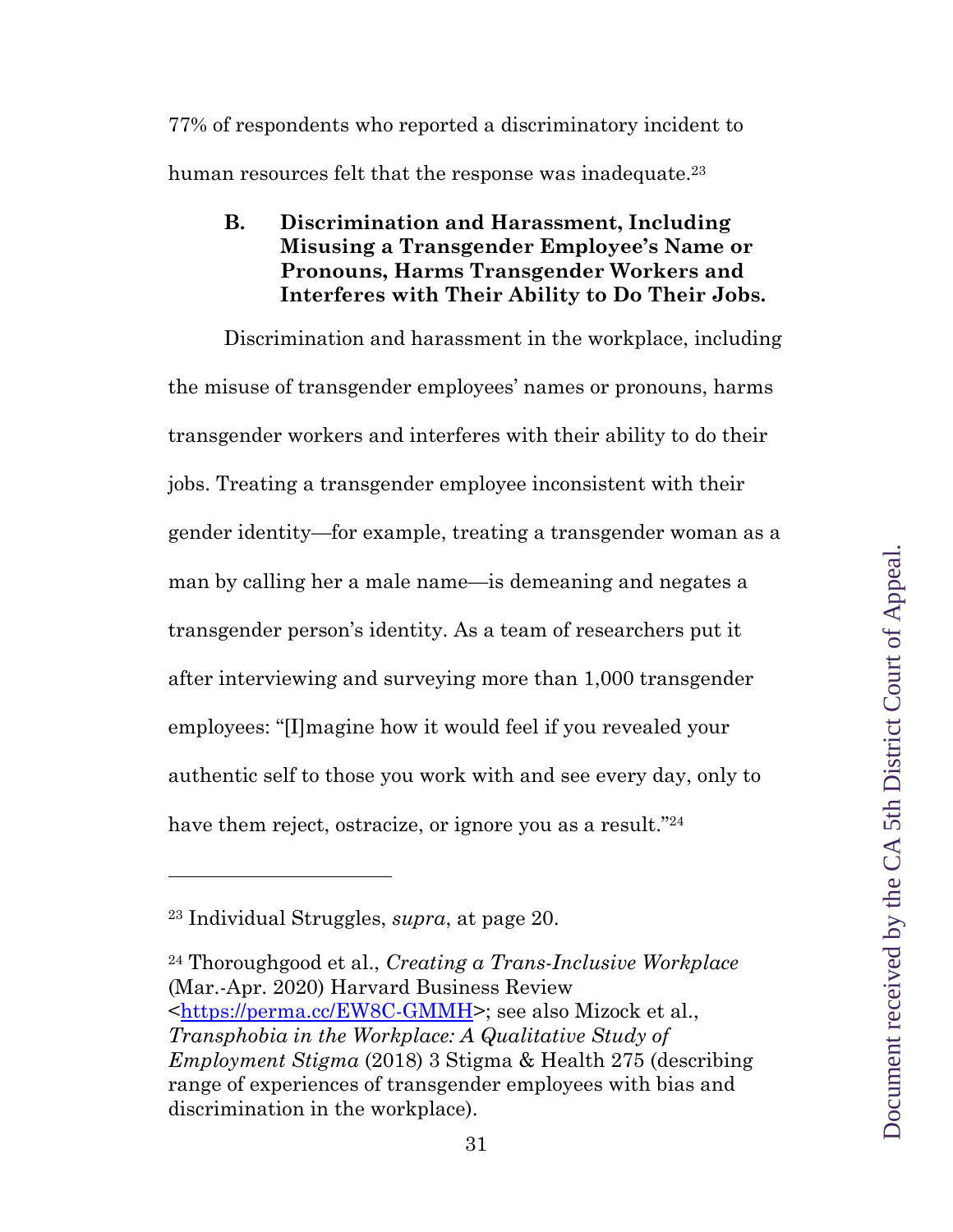77% of respondents who reported a discriminatory incident to human resources felt that the response was inadequate.[23]

### B. Discrimination and Harassment, Including Misusing a Transgender Employee's Name or Pronouns, Harms Transgender Workers and Interferes with Their Ability to Do Their Jobs.

Discrimination and harassment in the workplace, including the misuse of transgender employees' names or pronouns, harms transgender workers and interferes with their ability to do their jobs. Treating a transgender employee inconsistent with their gender identity—for example, treating a transgender woman as a man by calling her a male name—is demeaning and negates a transgender person's identity. As a team of researchers put it after interviewing and surveying more than 1,000 transgender employees: "[I]magine how it would feel if you revealed your authentic self to those you work with and see every day, only to have them reject, ostracize, or ignore you as a result."[24]

---

[23] Individual Struggles, *supra*, at page 20.

[24] Thoroughgood et al., *Creating a Trans-Inclusive Workplace* (Mar.-Apr. 2020) Harvard Business Review <https://perma.cc/EW8C-GMMH>; see also Mizock et al., *Transphobia in the Workplace: A Qualitative Study of Employment Stigma* (2018) 3 Stigma & Health 275 (describing range of experiences of transgender employees with bias and discrimination in the workplace).

Document received by the CA 5th District Court of Appeal.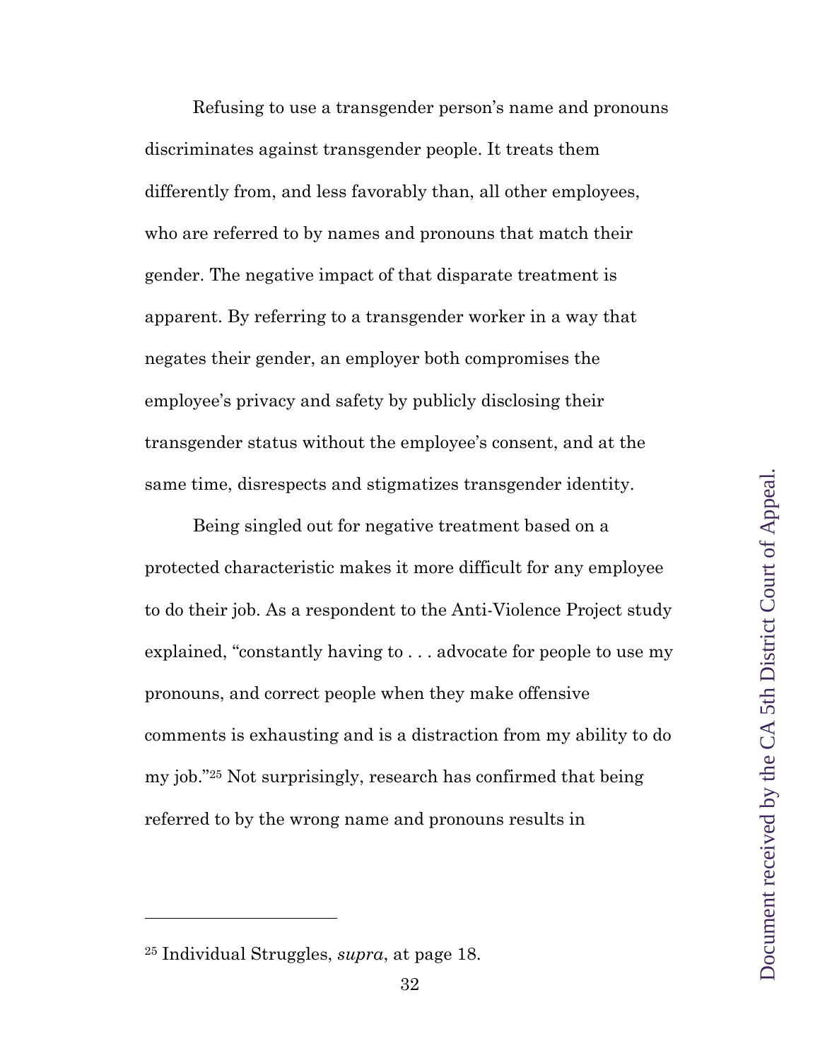Refusing to use a transgender person's name and pronouns discriminates against transgender people. It treats them differently from, and less favorably than, all other employees, who are referred to by names and pronouns that match their gender. The negative impact of that disparate treatment is apparent. By referring to a transgender worker in a way that negates their gender, an employer both compromises the employee's privacy and safety by publicly disclosing their transgender status without the employee's consent, and at the same time, disrespects and stigmatizes transgender identity.

Being singled out for negative treatment based on a protected characteristic makes it more difficult for any employee to do their job. As a respondent to the Anti-Violence Project study explained, "constantly having to . . . advocate for people to use my pronouns, and correct people when they make offensive comments is exhausting and is a distraction from my ability to do my job."[25] Not surprisingly, research has confirmed that being referred to by the wrong name and pronouns results in

---

[25] Individual Struggles, *supra*, at page 18.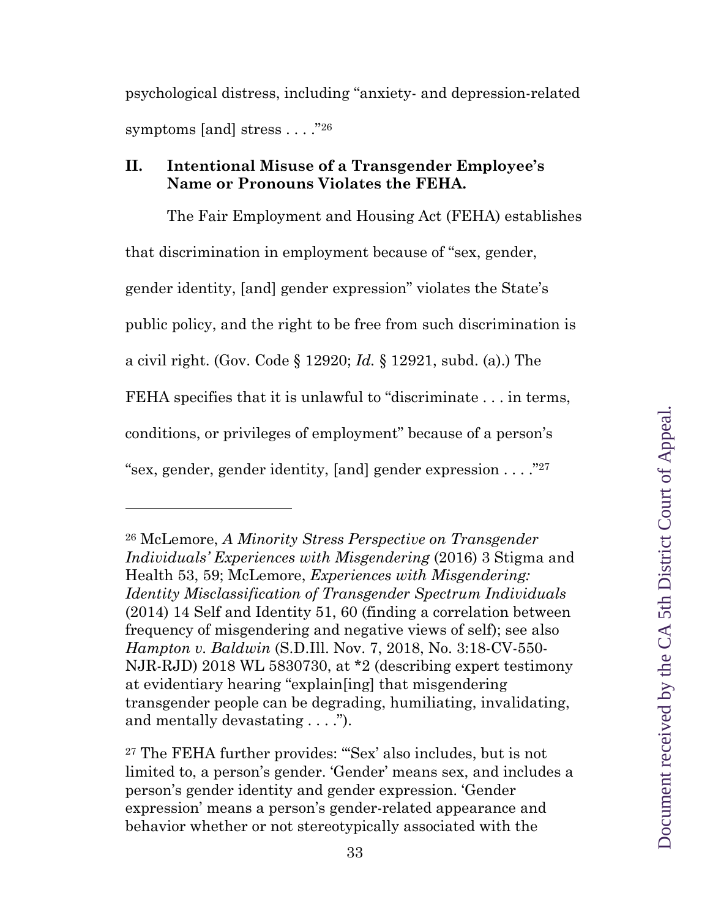psychological distress, including "anxiety- and depression-related symptoms [and] stress . . . ."[26]

## II. Intentional Misuse of a Transgender Employee's Name or Pronouns Violates the FEHA.

The Fair Employment and Housing Act (FEHA) establishes that discrimination in employment because of "sex, gender, gender identity, [and] gender expression" violates the State's public policy, and the right to be free from such discrimination is a civil right. (Gov. Code § 12920; *Id.* § 12921, subd. (a).) The FEHA specifies that it is unlawful to "discriminate . . . in terms, conditions, or privileges of employment" because of a person's "sex, gender, gender identity, [and] gender expression . . . ."[27]

---

[26] McLemore, *A Minority Stress Perspective on Transgender Individuals' Experiences with Misgendering* (2016) 3 Stigma and Health 53, 59; McLemore, *Experiences with Misgendering: Identity Misclassification of Transgender Spectrum Individuals* (2014) 14 Self and Identity 51, 60 (finding a correlation between frequency of misgendering and negative views of self); see also *Hampton v. Baldwin* (S.D.Ill. Nov. 7, 2018, No. 3:18-CV-550-NJR-RJD) 2018 WL 5830730, at *2 (describing expert testimony at evidentiary hearing "explain[ing] that misgendering transgender people can be degrading, humiliating, invalidating, and mentally devastating . . . .").

[27] The FEHA further provides: "'Sex' also includes, but is not limited to, a person's gender. 'Gender' means sex, and includes a person's gender identity and gender expression. 'Gender expression' means a person's gender-related appearance and behavior whether or not stereotypically associated with the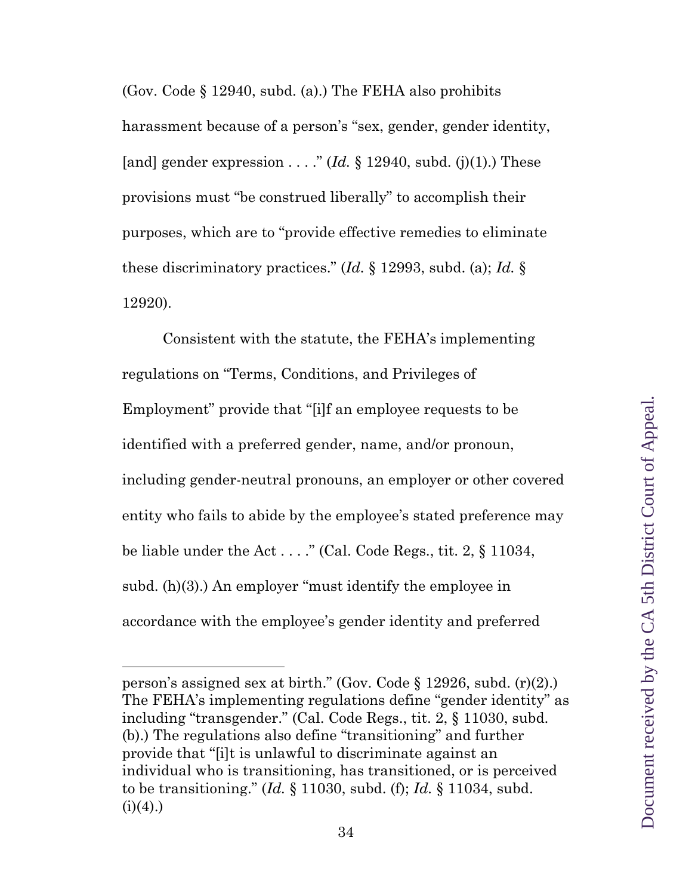(Gov. Code § 12940, subd. (a).) The FEHA also prohibits harassment because of a person's "sex, gender, gender identity, [and] gender expression . . . ." (*Id.* § 12940, subd. (j)(1).) These provisions must "be construed liberally" to accomplish their purposes, which are to "provide effective remedies to eliminate these discriminatory practices." (*Id.* § 12993, subd. (a); *Id.* § 12920).

Consistent with the statute, the FEHA's implementing regulations on "Terms, Conditions, and Privileges of Employment" provide that "[i]f an employee requests to be identified with a preferred gender, name, and/or pronoun, including gender-neutral pronouns, an employer or other covered entity who fails to abide by the employee's stated preference may be liable under the Act . . . ." (Cal. Code Regs., tit. 2, § 11034, subd. (h)(3).) An employer "must identify the employee in accordance with the employee's gender identity and preferred

---

person's assigned sex at birth." (Gov. Code § 12926, subd. (r)(2).) The FEHA's implementing regulations define "gender identity" as including "transgender." (Cal. Code Regs., tit. 2, § 11030, subd. (b).) The regulations also define "transitioning" and further provide that "[i]t is unlawful to discriminate against an individual who is transitioning, has transitioned, or is perceived to be transitioning." (*Id.* § 11030, subd. (f); *Id.* § 11034, subd. (i)(4).)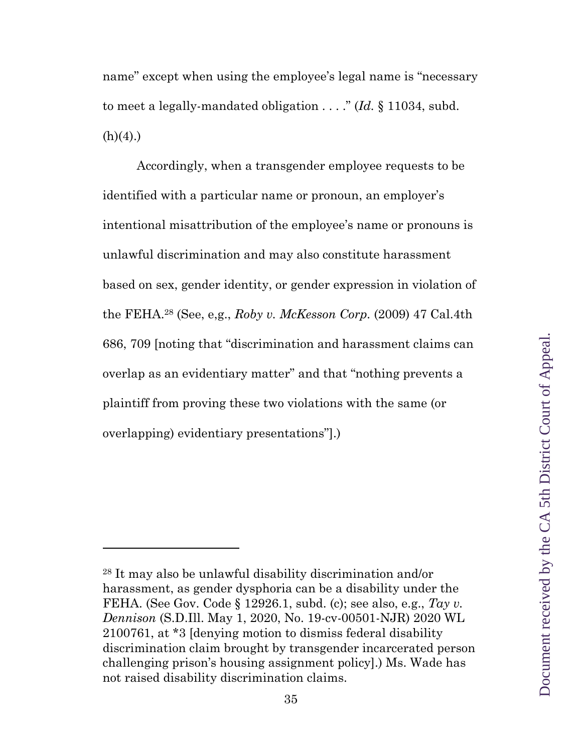name" except when using the employee's legal name is "necessary to meet a legally-mandated obligation . . . ." (*Id.* § 11034, subd. (h)(4).)

Accordingly, when a transgender employee requests to be identified with a particular name or pronoun, an employer's intentional misattribution of the employee's name or pronouns is unlawful discrimination and may also constitute harassment based on sex, gender identity, or gender expression in violation of the FEHA.[28] (See, e,g., *Roby v. McKesson Corp.* (2009) 47 Cal.4th 686, 709 [noting that "discrimination and harassment claims can overlap as an evidentiary matter" and that "nothing prevents a plaintiff from proving these two violations with the same (or overlapping) evidentiary presentations"].)

---

[28] It may also be unlawful disability discrimination and/or harassment, as gender dysphoria can be a disability under the FEHA. (See Gov. Code § 12926.1, subd. (c); see also, e.g., *Tay v. Dennison* (S.D.Ill. May 1, 2020, No. 19-cv-00501-NJR) 2020 WL 2100761, at *3 [denying motion to dismiss federal disability discrimination claim brought by transgender incarcerated person challenging prison's housing assignment policy].) Ms. Wade has not raised disability discrimination claims.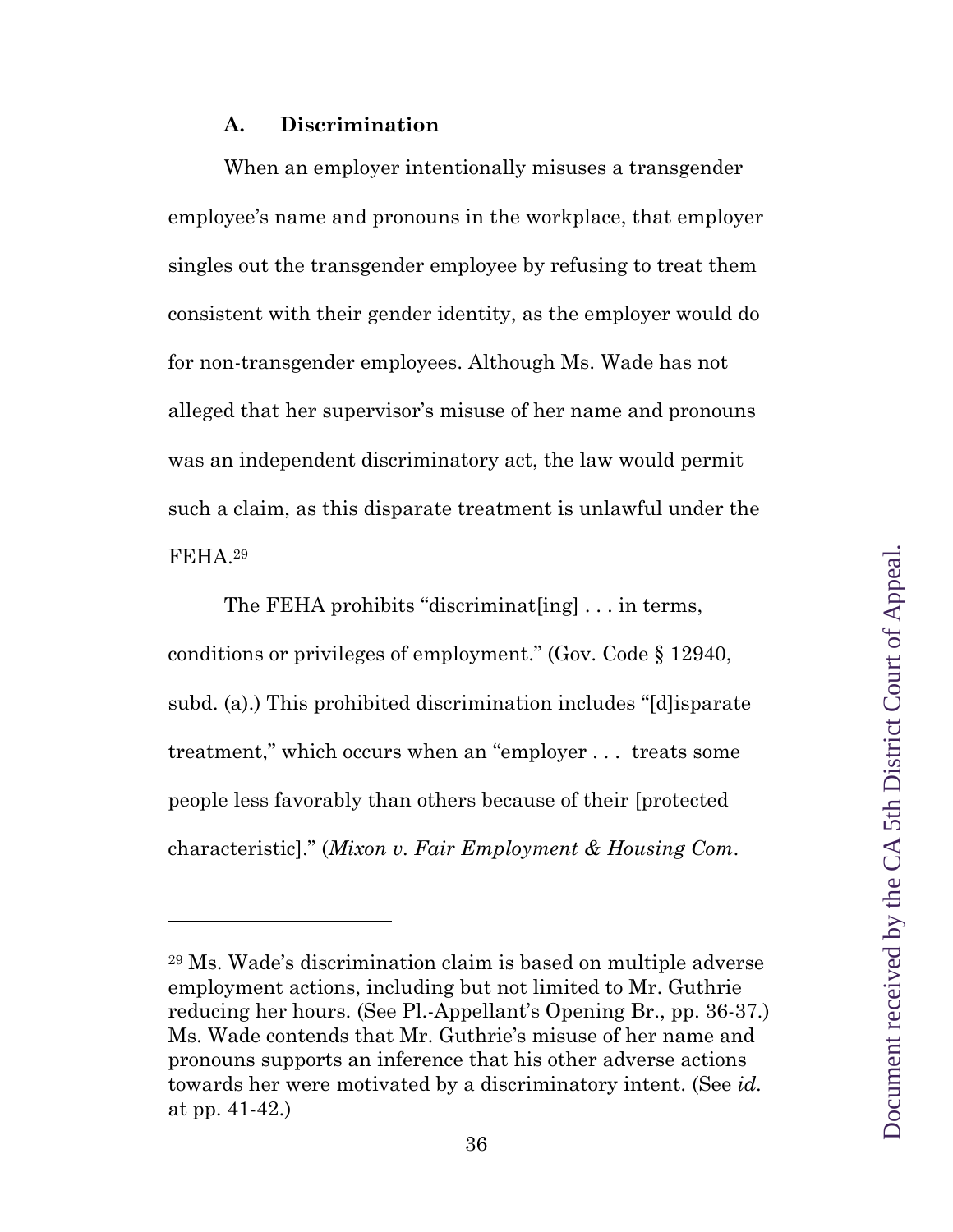### A. Discrimination

When an employer intentionally misuses a transgender employee's name and pronouns in the workplace, that employer singles out the transgender employee by refusing to treat them consistent with their gender identity, as the employer would do for non-transgender employees. Although Ms. Wade has not alleged that her supervisor's misuse of her name and pronouns was an independent discriminatory act, the law would permit such a claim, as this disparate treatment is unlawful under the FEHA.[29]

The FEHA prohibits "discriminat[ing] . . . in terms, conditions or privileges of employment." (Gov. Code § 12940, subd. (a).) This prohibited discrimination includes "[d]isparate treatment," which occurs when an "employer . . . treats some people less favorably than others because of their [protected characteristic]." (*Mixon v. Fair Employment & Housing Com.*

---

[29] Ms. Wade's discrimination claim is based on multiple adverse employment actions, including but not limited to Mr. Guthrie reducing her hours. (See Pl.-Appellant's Opening Br., pp. 36-37.) Ms. Wade contends that Mr. Guthrie's misuse of her name and pronouns supports an inference that his other adverse actions towards her were motivated by a discriminatory intent. (See *id.* at pp. 41-42.)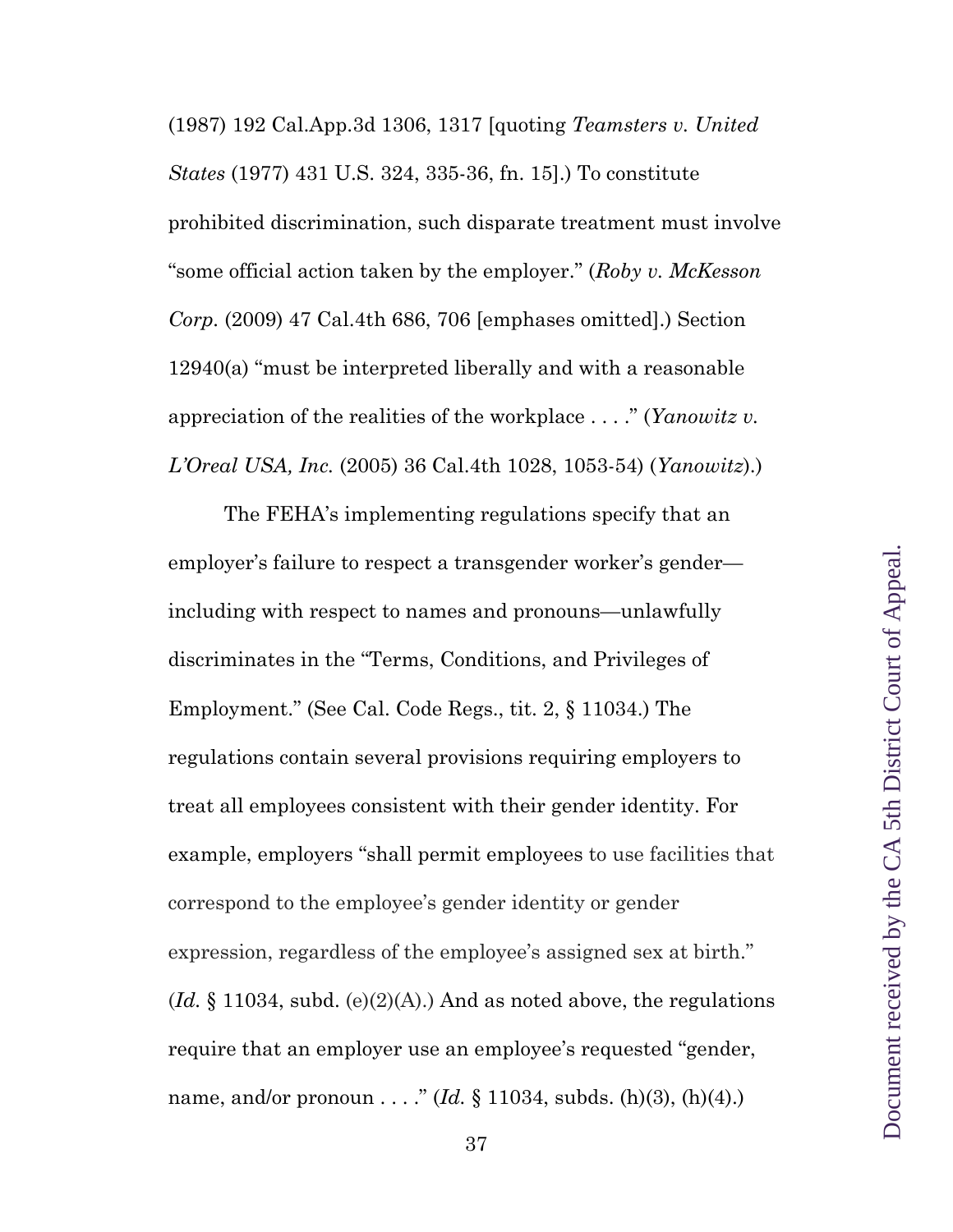(1987) 192 Cal.App.3d 1306, 1317 [quoting *Teamsters v. United States* (1977) 431 U.S. 324, 335-36, fn. 15].) To constitute prohibited discrimination, such disparate treatment must involve "some official action taken by the employer." (*Roby v. McKesson Corp.* (2009) 47 Cal.4th 686, 706 [emphases omitted].) Section 12940(a) "must be interpreted liberally and with a reasonable appreciation of the realities of the workplace . . . ." (*Yanowitz v. L'Oreal USA, Inc.* (2005) 36 Cal.4th 1028, 1053-54) (*Yanowitz*).)

The FEHA's implementing regulations specify that an employer's failure to respect a transgender worker's gender—including with respect to names and pronouns—unlawfully discriminates in the "Terms, Conditions, and Privileges of Employment." (See Cal. Code Regs., tit. 2, § 11034.) The regulations contain several provisions requiring employers to treat all employees consistent with their gender identity. For example, employers "shall permit employees to use facilities that correspond to the employee's gender identity or gender expression, regardless of the employee's assigned sex at birth." (*Id.* § 11034, subd. (e)(2)(A).) And as noted above, the regulations require that an employer use an employee's requested "gender, name, and/or pronoun . . . ." (*Id.* § 11034, subds. (h)(3), (h)(4).)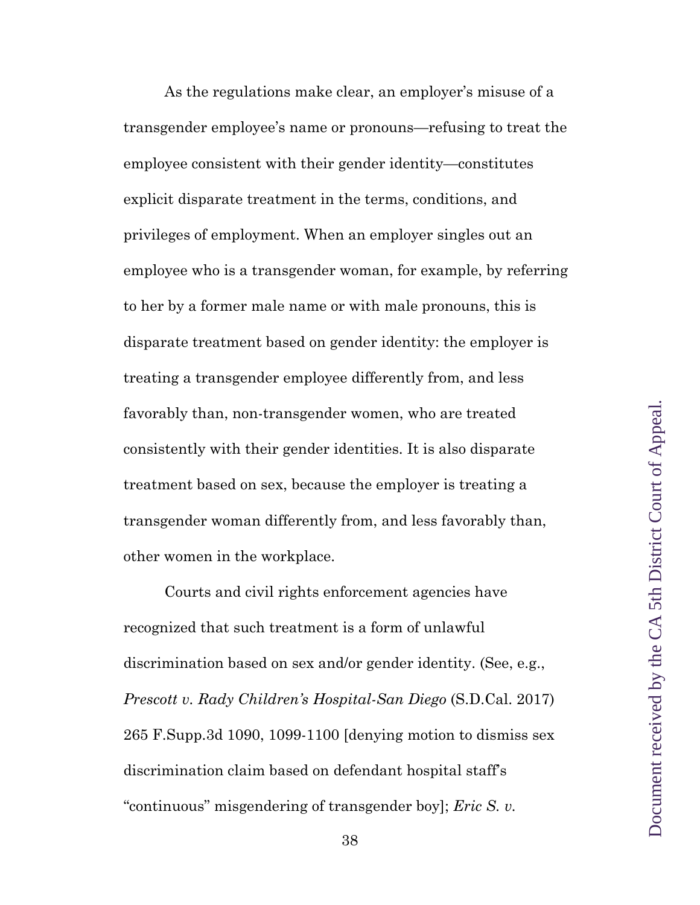As the regulations make clear, an employer's misuse of a transgender employee's name or pronouns—refusing to treat the employee consistent with their gender identity—constitutes explicit disparate treatment in the terms, conditions, and privileges of employment. When an employer singles out an employee who is a transgender woman, for example, by referring to her by a former male name or with male pronouns, this is disparate treatment based on gender identity: the employer is treating a transgender employee differently from, and less favorably than, non-transgender women, who are treated consistently with their gender identities. It is also disparate treatment based on sex, because the employer is treating a transgender woman differently from, and less favorably than, other women in the workplace.

Courts and civil rights enforcement agencies have recognized that such treatment is a form of unlawful discrimination based on sex and/or gender identity. (See, e.g., *Prescott v. Rady Children's Hospital-San Diego* (S.D.Cal. 2017) 265 F.Supp.3d 1090, 1099-1100 [denying motion to dismiss sex discrimination claim based on defendant hospital staff's "continuous" misgendering of transgender boy]; *Eric S. v.*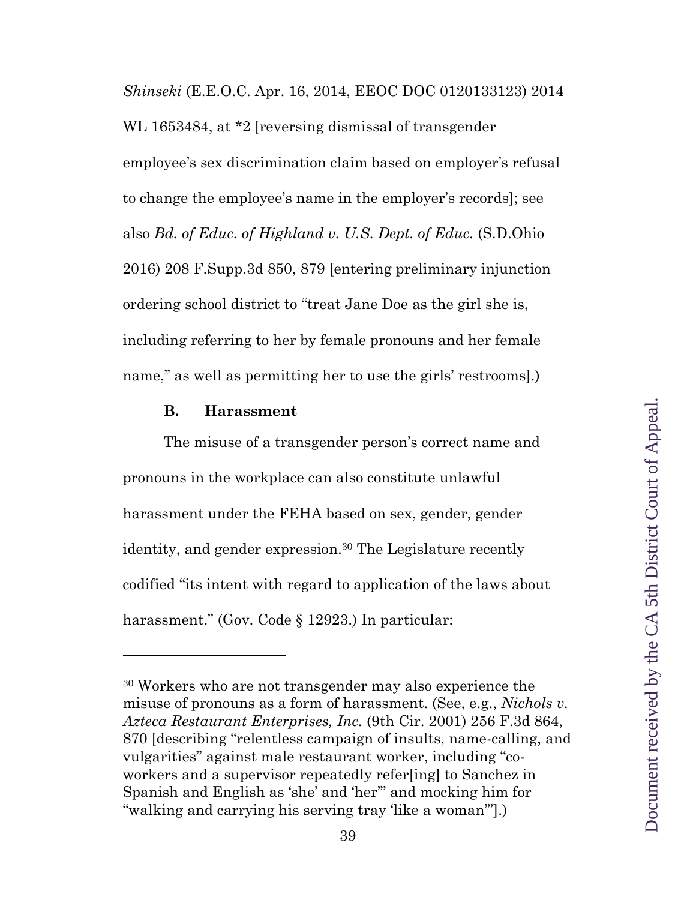*Shinseki* (E.E.O.C. Apr. 16, 2014, EEOC DOC 0120133123) 2014 WL 1653484, at *2 [reversing dismissal of transgender employee's sex discrimination claim based on employer's refusal to change the employee's name in the employer's records]; see also *Bd. of Educ. of Highland v. U.S. Dept. of Educ.* (S.D.Ohio 2016) 208 F.Supp.3d 850, 879 [entering preliminary injunction ordering school district to "treat Jane Doe as the girl she is, including referring to her by female pronouns and her female name," as well as permitting her to use the girls' restrooms].)

### B. Harassment

The misuse of a transgender person's correct name and pronouns in the workplace can also constitute unlawful harassment under the FEHA based on sex, gender, gender identity, and gender expression.[30] The Legislature recently codified "its intent with regard to application of the laws about harassment." (Gov. Code § 12923.) In particular:

---

[30] Workers who are not transgender may also experience the misuse of pronouns as a form of harassment. (See, e.g., *Nichols v. Azteca Restaurant Enterprises, Inc.* (9th Cir. 2001) 256 F.3d 864, 870 [describing "relentless campaign of insults, name-calling, and vulgarities" against male restaurant worker, including "co-workers and a supervisor repeatedly refer[ing] to Sanchez in Spanish and English as 'she' and 'her'" and mocking him for "walking and carrying his serving tray 'like a woman'"].)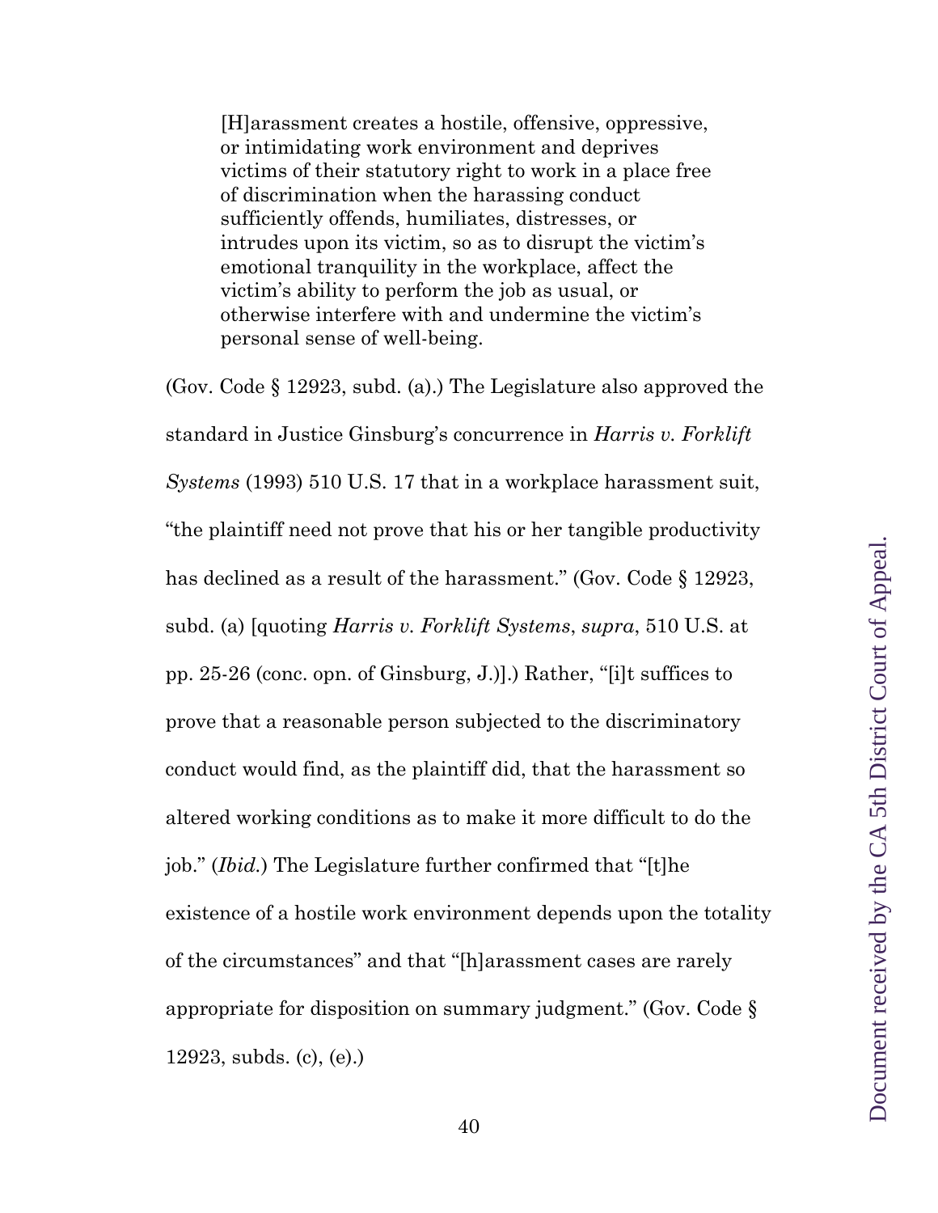> [H]arassment creates a hostile, offensive, oppressive, or intimidating work environment and deprives victims of their statutory right to work in a place free of discrimination when the harassing conduct sufficiently offends, humiliates, distresses, or intrudes upon its victim, so as to disrupt the victim's emotional tranquility in the workplace, affect the victim's ability to perform the job as usual, or otherwise interfere with and undermine the victim's personal sense of well-being.

(Gov. Code § 12923, subd. (a).) The Legislature also approved the standard in Justice Ginsburg's concurrence in *Harris v. Forklift Systems* (1993) 510 U.S. 17 that in a workplace harassment suit, "the plaintiff need not prove that his or her tangible productivity has declined as a result of the harassment." (Gov. Code § 12923, subd. (a) [quoting *Harris v. Forklift Systems*, *supra*, 510 U.S. at pp. 25-26 (conc. opn. of Ginsburg, J.)].) Rather, "[i]t suffices to prove that a reasonable person subjected to the discriminatory conduct would find, as the plaintiff did, that the harassment so altered working conditions as to make it more difficult to do the job." (*Ibid.*) The Legislature further confirmed that "[t]he existence of a hostile work environment depends upon the totality of the circumstances" and that "[h]arassment cases are rarely appropriate for disposition on summary judgment." (Gov. Code § 12923, subds. (c), (e).)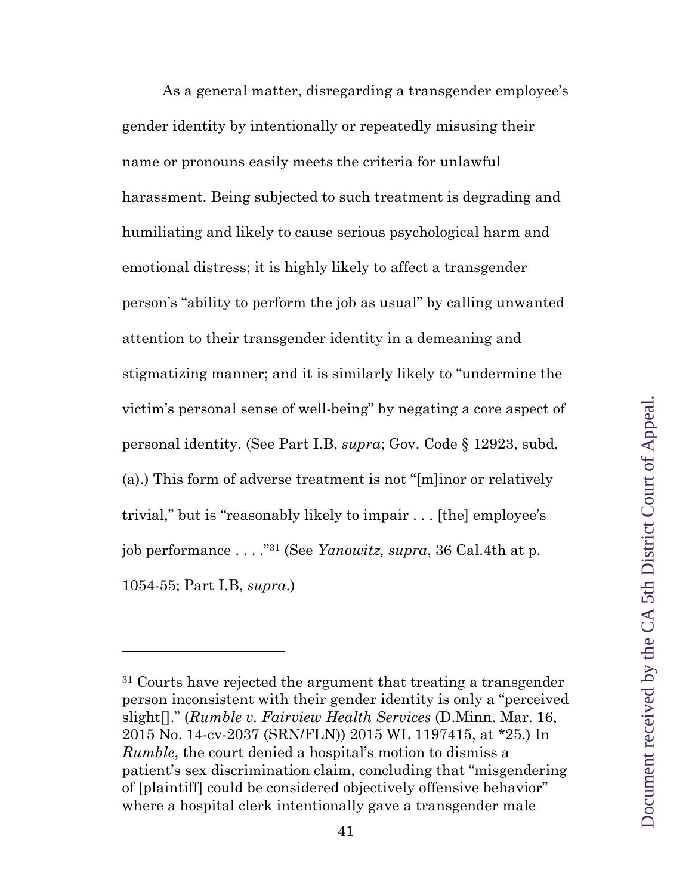As a general matter, disregarding a transgender employee's gender identity by intentionally or repeatedly misusing their name or pronouns easily meets the criteria for unlawful harassment. Being subjected to such treatment is degrading and humiliating and likely to cause serious psychological harm and emotional distress; it is highly likely to affect a transgender person's "ability to perform the job as usual" by calling unwanted attention to their transgender identity in a demeaning and stigmatizing manner; and it is similarly likely to "undermine the victim's personal sense of well-being" by negating a core aspect of personal identity. (See Part I.B, *supra*; Gov. Code § 12923, subd. (a).) This form of adverse treatment is not "[m]inor or relatively trivial," but is "reasonably likely to impair . . . [the] employee's job performance . . . ."[31] (See *Yanowitz, supra*, 36 Cal.4th at p. 1054-55; Part I.B, *supra*.)

---

[31] Courts have rejected the argument that treating a transgender person inconsistent with their gender identity is only a "perceived slight[]." (*Rumble v. Fairview Health Services* (D.Minn. Mar. 16, 2015 No. 14-cv-2037 (SRN/FLN)) 2015 WL 1197415, at *25.) In *Rumble*, the court denied a hospital's motion to dismiss a patient's sex discrimination claim, concluding that "misgendering of [plaintiff] could be considered objectively offensive behavior" where a hospital clerk intentionally gave a transgender male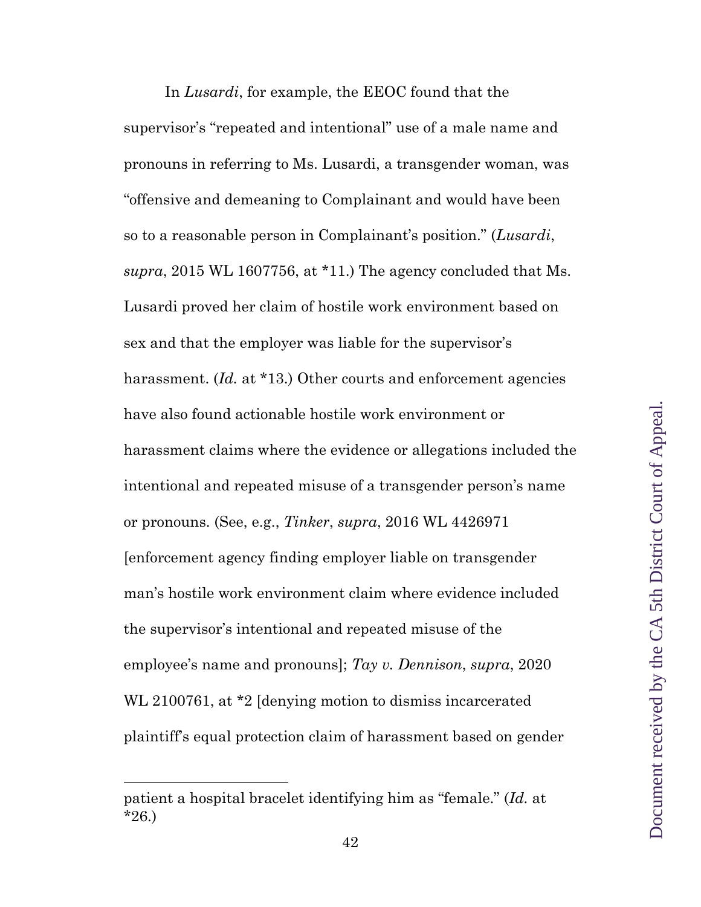In *Lusardi*, for example, the EEOC found that the supervisor's "repeated and intentional" use of a male name and pronouns in referring to Ms. Lusardi, a transgender woman, was "offensive and demeaning to Complainant and would have been so to a reasonable person in Complainant's position." (*Lusardi*, *supra*, 2015 WL 1607756, at *11.) The agency concluded that Ms. Lusardi proved her claim of hostile work environment based on sex and that the employer was liable for the supervisor's harassment. (*Id.* at *13.) Other courts and enforcement agencies have also found actionable hostile work environment or harassment claims where the evidence or allegations included the intentional and repeated misuse of a transgender person's name or pronouns. (See, e.g., *Tinker*, *supra*, 2016 WL 4426971 [enforcement agency finding employer liable on transgender man's hostile work environment claim where evidence included the supervisor's intentional and repeated misuse of the employee's name and pronouns]; *Tay v. Dennison*, *supra*, 2020 WL 2100761, at *2 [denying motion to dismiss incarcerated plaintiff's equal protection claim of harassment based on gender

---

patient a hospital bracelet identifying him as "female." (*Id.* at *26.)

Document received by the CA 5th District Court of Appeal.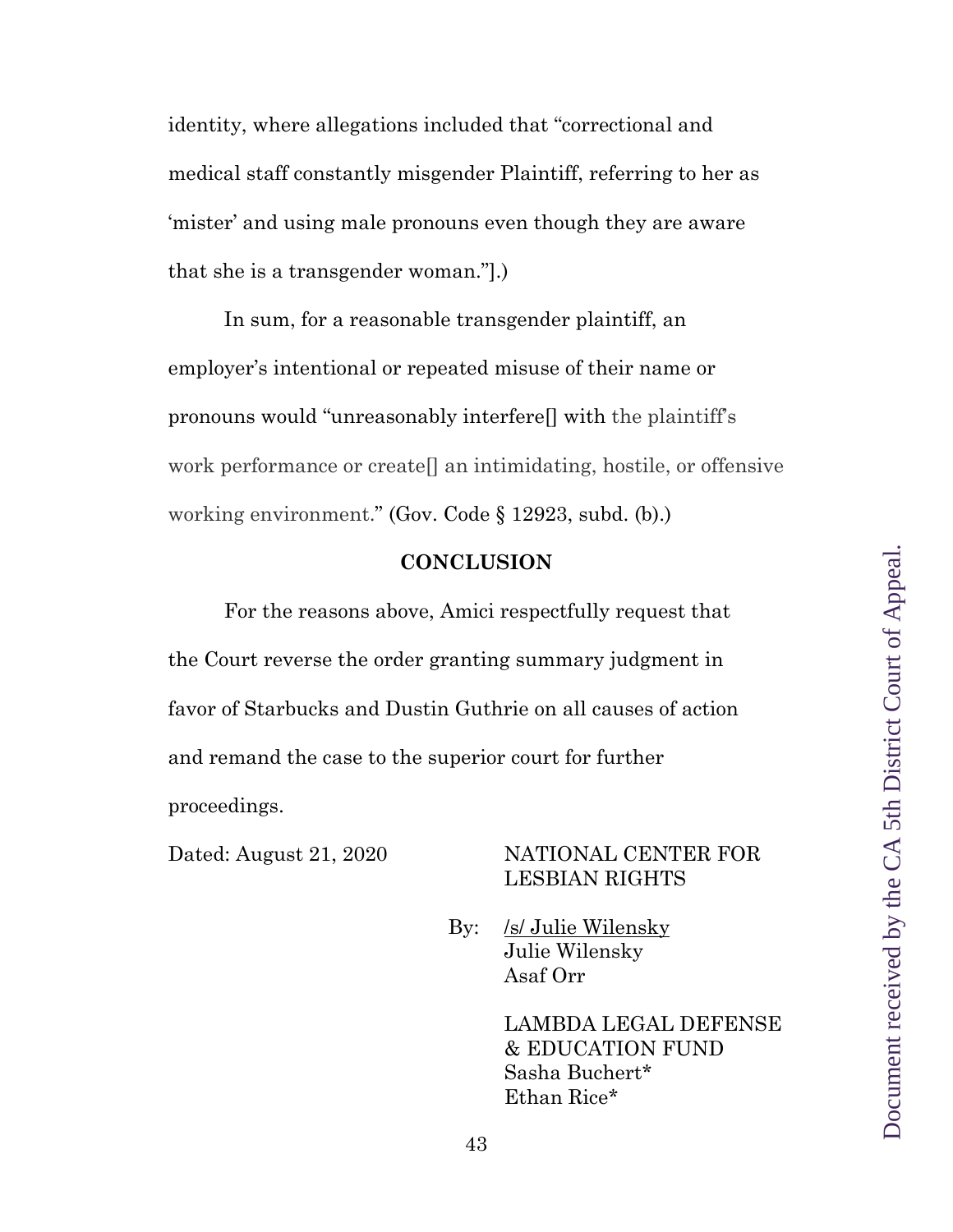identity, where allegations included that "correctional and medical staff constantly misgender Plaintiff, referring to her as 'mister' and using male pronouns even though they are aware that she is a transgender woman."].)

In sum, for a reasonable transgender plaintiff, an employer's intentional or repeated misuse of their name or pronouns would "unreasonably interfere[] with the plaintiff's work performance or create[] an intimidating, hostile, or offensive working environment." (Gov. Code § 12923, subd. (b).)

**CONCLUSION**

For the reasons above, Amici respectfully request that the Court reverse the order granting summary judgment in favor of Starbucks and Dustin Guthrie on all causes of action and remand the case to the superior court for further proceedings.

Dated: August 21, 2020

NATIONAL CENTER FOR LESBIAN RIGHTS

By: /s/ Julie Wilensky
Julie Wilensky
Asaf Orr

LAMBDA LEGAL DEFENSE & EDUCATION FUND
Sasha Buchert*
Ethan Rice*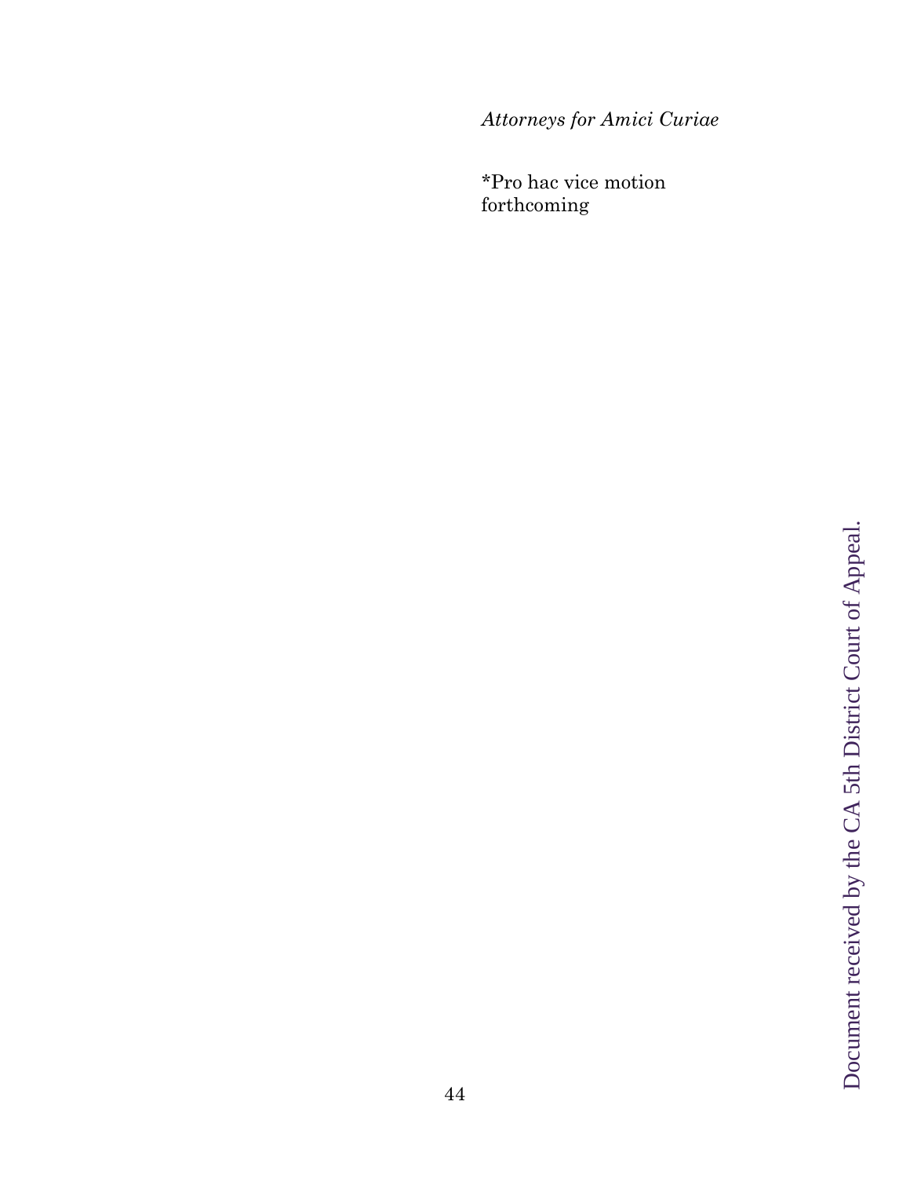*Attorneys for Amici Curiae*

*Pro hac vice motion forthcoming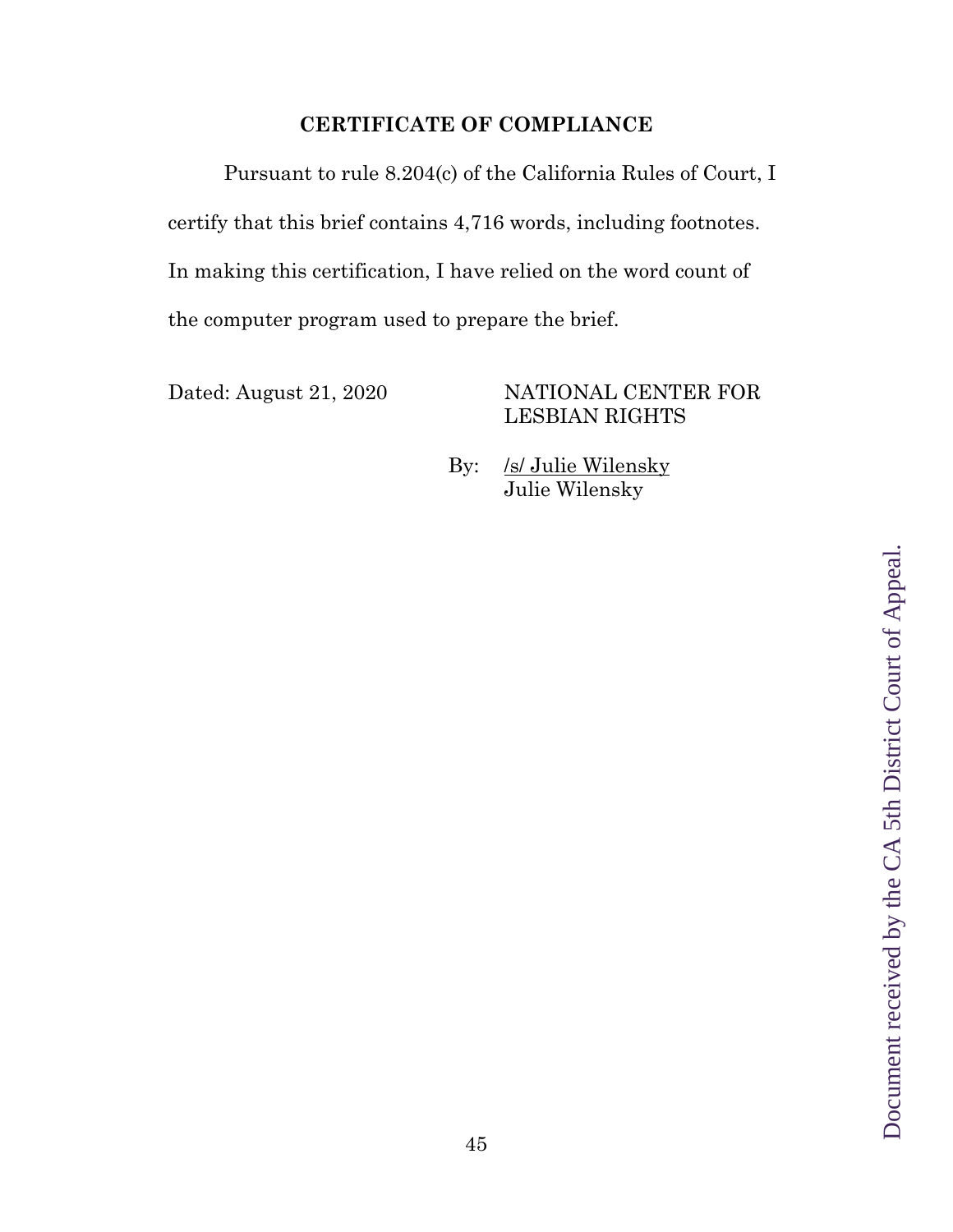## CERTIFICATE OF COMPLIANCE

Pursuant to rule 8.204(c) of the California Rules of Court, I certify that this brief contains 4,716 words, including footnotes. In making this certification, I have relied on the word count of the computer program used to prepare the brief.

Dated: August 21, 2020

NATIONAL CENTER FOR LESBIAN RIGHTS

By: /s/ Julie Wilensky
Julie Wilensky

Document received by the CA 5th District Court of Appeal.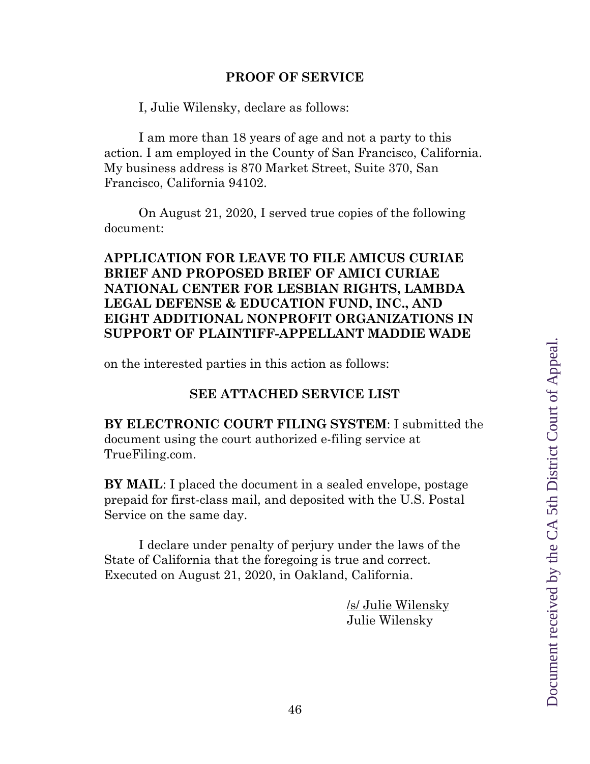## PROOF OF SERVICE

I, Julie Wilensky, declare as follows:

I am more than 18 years of age and not a party to this action. I am employed in the County of San Francisco, California. My business address is 870 Market Street, Suite 370, San Francisco, California 94102.

On August 21, 2020, I served true copies of the following document:

**APPLICATION FOR LEAVE TO FILE AMICUS CURIAE BRIEF AND PROPOSED BRIEF OF AMICI CURIAE NATIONAL CENTER FOR LESBIAN RIGHTS, LAMBDA LEGAL DEFENSE & EDUCATION FUND, INC., AND EIGHT ADDITIONAL NONPROFIT ORGANIZATIONS IN SUPPORT OF PLAINTIFF-APPELLANT MADDIE WADE**

on the interested parties in this action as follows:

**SEE ATTACHED SERVICE LIST**

**BY ELECTRONIC COURT FILING SYSTEM**: I submitted the document using the court authorized e-filing service at TrueFiling.com.

**BY MAIL**: I placed the document in a sealed envelope, postage prepaid for first-class mail, and deposited with the U.S. Postal Service on the same day.

I declare under penalty of perjury under the laws of the State of California that the foregoing is true and correct. Executed on August 21, 2020, in Oakland, California.

/s/ Julie Wilensky
Julie Wilensky

Document received by the CA 5th District Court of Appeal.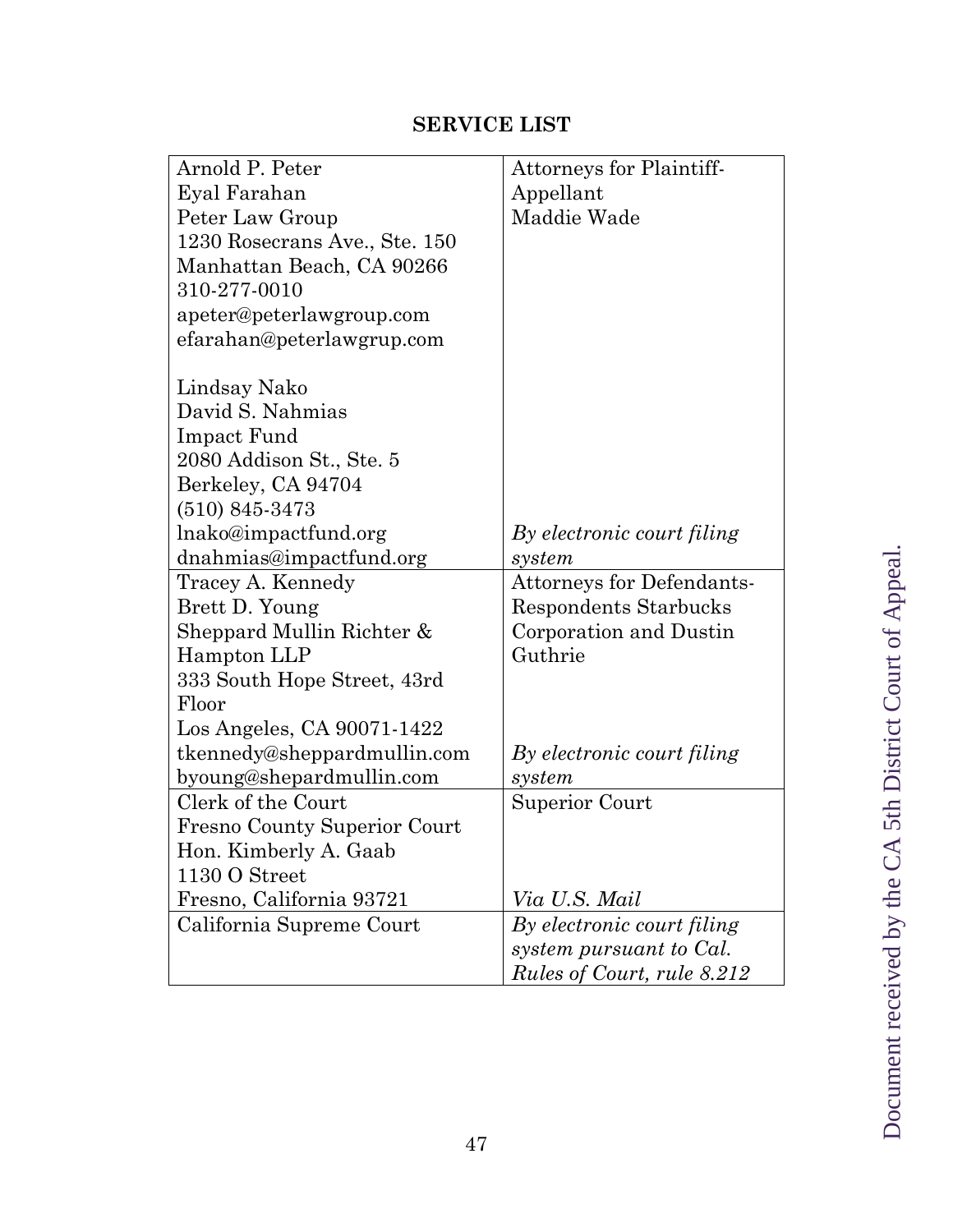## SERVICE LIST

| | |
|---|---|
| Arnold P. Peter<br>Eyal Farahan<br>Peter Law Group<br>1230 Rosecrans Ave., Ste. 150<br>Manhattan Beach, CA 90266<br>310-277-0010<br>apeter@peterlawgroup.com<br>efarahan@peterlawgrup.com<br><br>Lindsay Nako<br>David S. Nahmias<br>Impact Fund<br>2080 Addison St., Ste. 5<br>Berkeley, CA 94704<br>(510) 845-3473<br>lnako@impactfund.org<br>dnahmias@impactfund.org | Attorneys for Plaintiff-Appellant<br>Maddie Wade<br><br><br><br><br><br><br><br><br><br><br><br><br><br><br>*By electronic court filing system* |
| Tracey A. Kennedy<br>Brett D. Young<br>Sheppard Mullin Richter & Hampton LLP<br>333 South Hope Street, 43rd Floor<br>Los Angeles, CA 90071-1422<br>tkennedy@sheppardmullin.com<br>byoung@shepardmullin.com | Attorneys for Defendants-Respondents Starbucks Corporation and Dustin Guthrie<br><br><br><br><br>*By electronic court filing system* |
| Clerk of the Court<br>Fresno County Superior Court<br>Hon. Kimberly A. Gaab<br>1130 O Street<br>Fresno, California 93721 | Superior Court<br><br><br><br>*Via U.S. Mail* |
| California Supreme Court | *By electronic court filing system pursuant to Cal. Rules of Court, rule 8.212* |

Document received by the CA 5th District Court of Appeal.